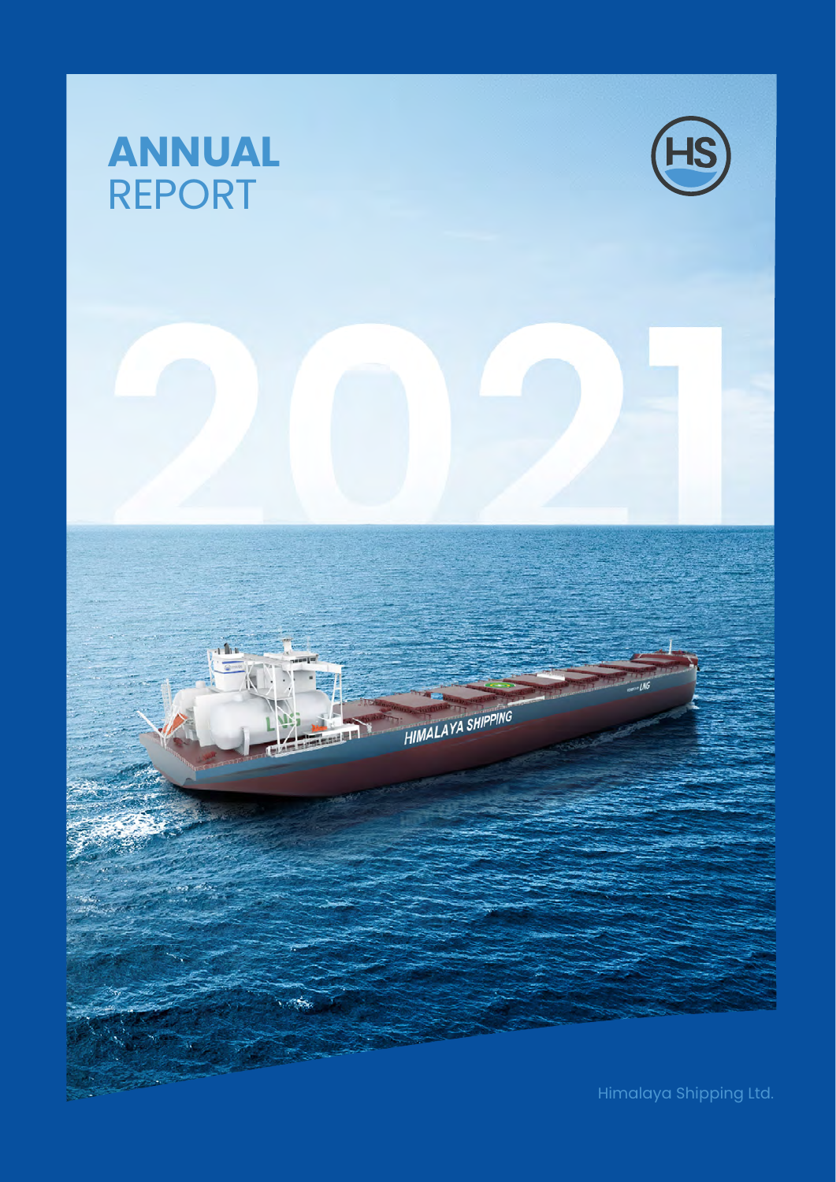# ANNUAL REPORT

# 2021

Himalaya Shipping Ltd.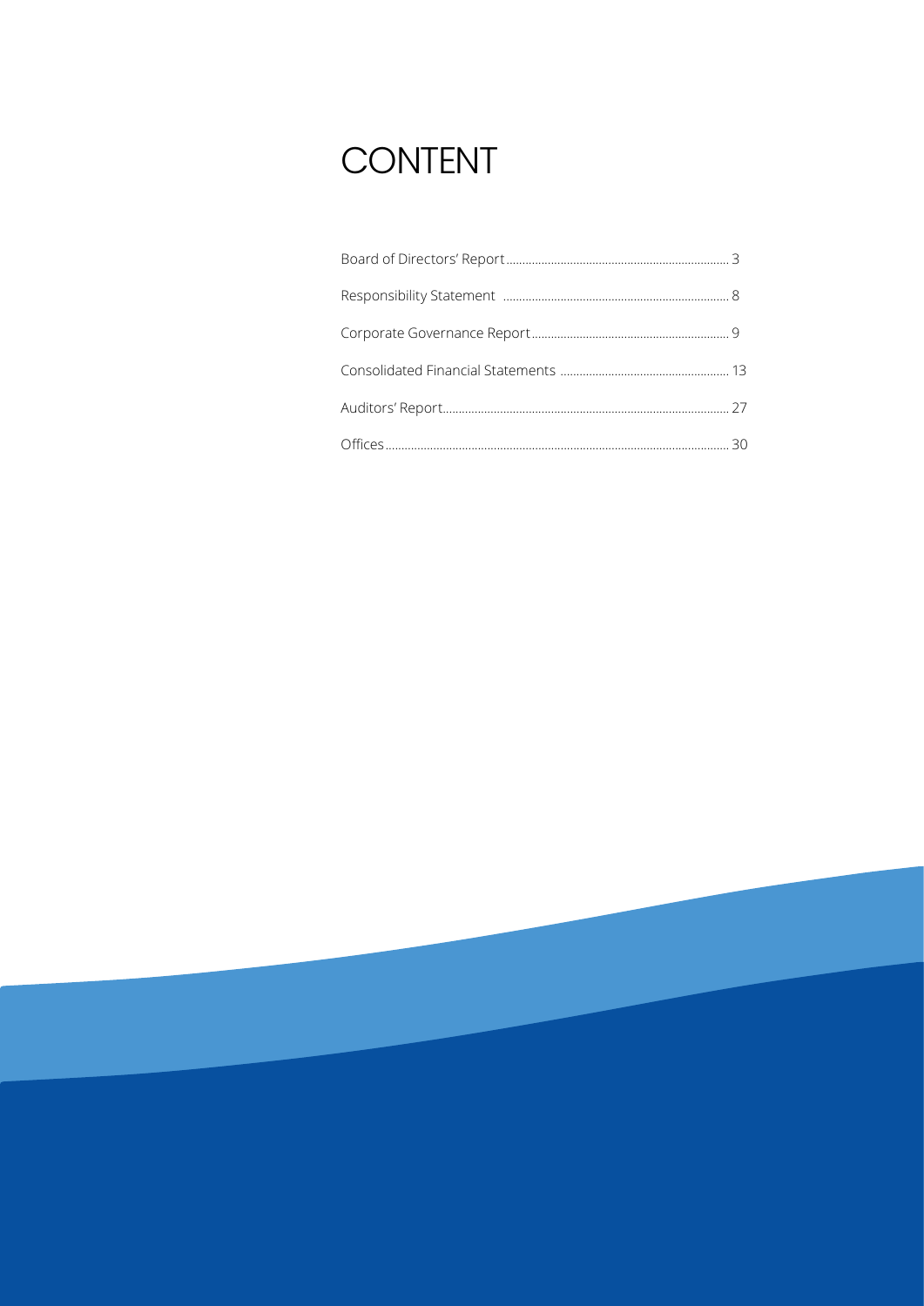# CONTENT

| | |
|---|---|
| Board of Directors' Report | 3 |
| Responsibility Statement | 8 |
| Corporate Governance Report | 9 |
| Consolidated Financial Statements | 13 |
| Auditors' Report | 27 |
| Offices | 30 |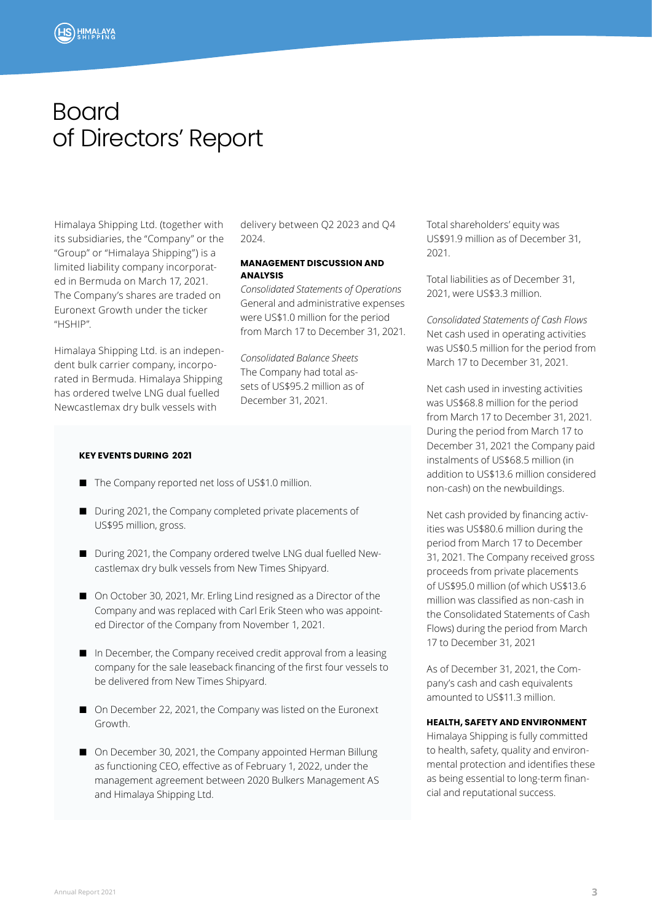# Board of Directors' Report

Himalaya Shipping Ltd. (together with its subsidiaries, the "Company" or the "Group" or "Himalaya Shipping") is a limited liability company incorporated in Bermuda on March 17, 2021. The Company's shares are traded on Euronext Growth under the ticker "HSHIP".

Himalaya Shipping Ltd. is an independent bulk carrier company, incorporated in Bermuda. Himalaya Shipping has ordered twelve LNG dual fuelled Newcastlemax dry bulk vessels with delivery between Q2 2023 and Q4 2024.

**MANAGEMENT DISCUSSION AND ANALYSIS**

*Consolidated Statements of Operations*
General and administrative expenses were US$1.0 million for the period from March 17 to December 31, 2021.

*Consolidated Balance Sheets*
The Company had total assets of US$95.2 million as of December 31, 2021.

Total shareholders' equity was US$91.9 million as of December 31, 2021.

Total liabilities as of December 31, 2021, were US$3.3 million.

*Consolidated Statements of Cash Flows*
Net cash used in operating activities was US$0.5 million for the period from March 17 to December 31, 2021.

Net cash used in investing activities was US$68.8 million for the period from March 17 to December 31, 2021. During the period from March 17 to December 31, 2021 the Company paid instalments of US$68.5 million (in addition to US$13.6 million considered non-cash) on the newbuildings.

Net cash provided by financing activities was US$80.6 million during the period from March 17 to December 31, 2021. The Company received gross proceeds from private placements of US$95.0 million (of which US$13.6 million was classified as non-cash in the Consolidated Statements of Cash Flows) during the period from March 17 to December 31, 2021

As of December 31, 2021, the Company's cash and cash equivalents amounted to US$11.3 million.

**HEALTH, SAFETY AND ENVIRONMENT**
Himalaya Shipping is fully committed to health, safety, quality and environmental protection and identifies these as being essential to long-term financial and reputational success.

**KEY EVENTS DURING 2021**

- The Company reported net loss of US$1.0 million.
- During 2021, the Company completed private placements of US$95 million, gross.
- During 2021, the Company ordered twelve LNG dual fuelled Newcastlemax dry bulk vessels from New Times Shipyard.
- On October 30, 2021, Mr. Erling Lind resigned as a Director of the Company and was replaced with Carl Erik Steen who was appointed Director of the Company from November 1, 2021.
- In December, the Company received credit approval from a leasing company for the sale leaseback financing of the first four vessels to be delivered from New Times Shipyard.
- On December 22, 2021, the Company was listed on the Euronext Growth.
- On December 30, 2021, the Company appointed Herman Billung as functioning CEO, effective as of February 1, 2022, under the management agreement between 2020 Bulkers Management AS and Himalaya Shipping Ltd.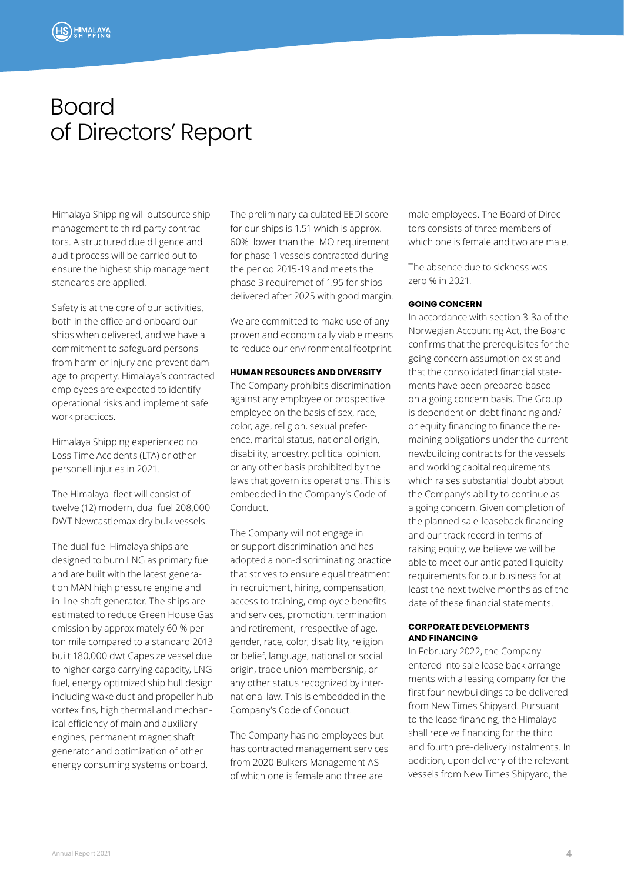# Board of Directors' Report

Himalaya Shipping will outsource ship management to third party contractors. A structured due diligence and audit process will be carried out to ensure the highest ship management standards are applied.

Safety is at the core of our activities, both in the office and onboard our ships when delivered, and we have a commitment to safeguard persons from harm or injury and prevent damage to property. Himalaya's contracted employees are expected to identify operational risks and implement safe work practices.

Himalaya Shipping experienced no Loss Time Accidents (LTA) or other personell injuries in 2021.

The Himalaya fleet will consist of twelve (12) modern, dual fuel 208,000 DWT Newcastlemax dry bulk vessels.

The dual-fuel Himalaya ships are designed to burn LNG as primary fuel and are built with the latest generation MAN high pressure engine and in-line shaft generator. The ships are estimated to reduce Green House Gas emission by approximately 60 % per ton mile compared to a standard 2013 built 180,000 dwt Capesize vessel due to higher cargo carrying capacity, LNG fuel, energy optimized ship hull design including wake duct and propeller hub vortex fins, high thermal and mechanical efficiency of main and auxiliary engines, permanent magnet shaft generator and optimization of other energy consuming systems onboard.

The preliminary calculated EEDI score for our ships is 1.51 which is approx. 60% lower than the IMO requirement for phase 1 vessels contracted during the period 2015-19 and meets the phase 3 requiremet of 1.95 for ships delivered after 2025 with good margin.

We are committed to make use of any proven and economically viable means to reduce our environmental footprint.

#### HUMAN RESOURCES AND DIVERSITY

The Company prohibits discrimination against any employee or prospective employee on the basis of sex, race, color, age, religion, sexual preference, marital status, national origin, disability, ancestry, political opinion, or any other basis prohibited by the laws that govern its operations. This is embedded in the Company's Code of Conduct.

The Company will not engage in or support discrimination and has adopted a non-discriminating practice that strives to ensure equal treatment in recruitment, hiring, compensation, access to training, employee benefits and services, promotion, termination and retirement, irrespective of age, gender, race, color, disability, religion or belief, language, national or social origin, trade union membership, or any other status recognized by international law. This is embedded in the Company's Code of Conduct.

The Company has no employees but has contracted management services from 2020 Bulkers Management AS of which one is female and three are male employees. The Board of Directors consists of three members of which one is female and two are male.

The absence due to sickness was zero % in 2021.

#### GOING CONCERN

In accordance with section 3-3a of the Norwegian Accounting Act, the Board confirms that the prerequisites for the going concern assumption exist and that the consolidated financial statements have been prepared based on a going concern basis. The Group is dependent on debt financing and/or equity financing to finance the remaining obligations under the current newbuilding contracts for the vessels and working capital requirements which raises substantial doubt about the Company's ability to continue as a going concern. Given completion of the planned sale-leaseback financing and our track record in terms of raising equity, we believe we will be able to meet our anticipated liquidity requirements for our business for at least the next twelve months as of the date of these financial statements.

#### CORPORATE DEVELOPMENTS AND FINANCING

In February 2022, the Company entered into sale lease back arrangements with a leasing company for the first four newbuildings to be delivered from New Times Shipyard. Pursuant to the lease financing, the Himalaya shall receive financing for the third and fourth pre-delivery instalments. In addition, upon delivery of the relevant vessels from New Times Shipyard, the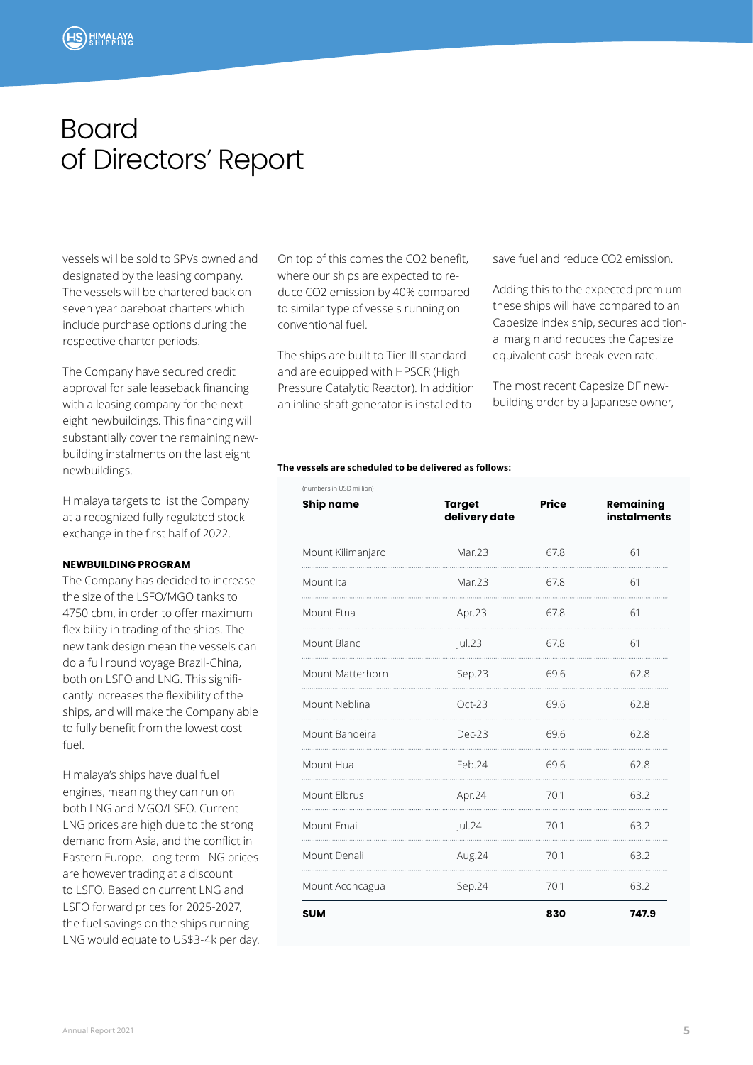# Board of Directors' Report

vessels will be sold to SPVs owned and designated by the leasing company. The vessels will be chartered back on seven year bareboat charters which include purchase options during the respective charter periods.

The Company have secured credit approval for sale leaseback financing with a leasing company for the next eight newbuildings. This financing will substantially cover the remaining newbuilding instalments on the last eight newbuildings.

Himalaya targets to list the Company at a recognized fully regulated stock exchange in the first half of 2022.

**NEWBUILDING PROGRAM**

The Company has decided to increase the size of the LSFO/MGO tanks to 4750 cbm, in order to offer maximum flexibility in trading of the ships. The new tank design mean the vessels can do a full round voyage Brazil-China, both on LSFO and LNG. This significantly increases the flexibility of the ships, and will make the Company able to fully benefit from the lowest cost fuel.

Himalaya's ships have dual fuel engines, meaning they can run on both LNG and MGO/LSFO. Current LNG prices are high due to the strong demand from Asia, and the conflict in Eastern Europe. Long-term LNG prices are however trading at a discount to LSFO. Based on current LNG and LSFO forward prices for 2025-2027, the fuel savings on the ships running LNG would equate to US$3-4k per day.

On top of this comes the $CO_2$ benefit, where our ships are expected to reduce $CO_2$ emission by 40% compared to similar type of vessels running on conventional fuel.

The ships are built to Tier III standard and are equipped with HPSCR (High Pressure Catalytic Reactor). In addition an inline shaft generator is installed to save fuel and reduce $CO_2$ emission.

Adding this to the expected premium these ships will have compared to an Capesize index ship, secures additional margin and reduces the Capesize equivalent cash break-even rate.

The most recent Capesize DF newbuilding order by a Japanese owner,

**The vessels are scheduled to be delivered as follows:**

(numbers in USD million)

| Ship name | Target delivery date | Price | Remaining instalments |
|---|---|---|---|
| Mount Kilimanjaro | Mar.23 | 67.8 | 61 |
| Mount Ita | Mar.23 | 67.8 | 61 |
| Mount Etna | Apr.23 | 67.8 | 61 |
| Mount Blanc | Jul.23 | 67.8 | 61 |
| Mount Matterhorn | Sep.23 | 69.6 | 62.8 |
| Mount Neblina | Oct-23 | 69.6 | 62.8 |
| Mount Bandeira | Dec-23 | 69.6 | 62.8 |
| Mount Hua | Feb.24 | 69.6 | 62.8 |
| Mount Elbrus | Apr.24 | 70.1 | 63.2 |
| Mount Emai | Jul.24 | 70.1 | 63.2 |
| Mount Denali | Aug.24 | 70.1 | 63.2 |
| Mount Aconcagua | Sep.24 | 70.1 | 63.2 |
| **SUM** | | **830** | **747.9** |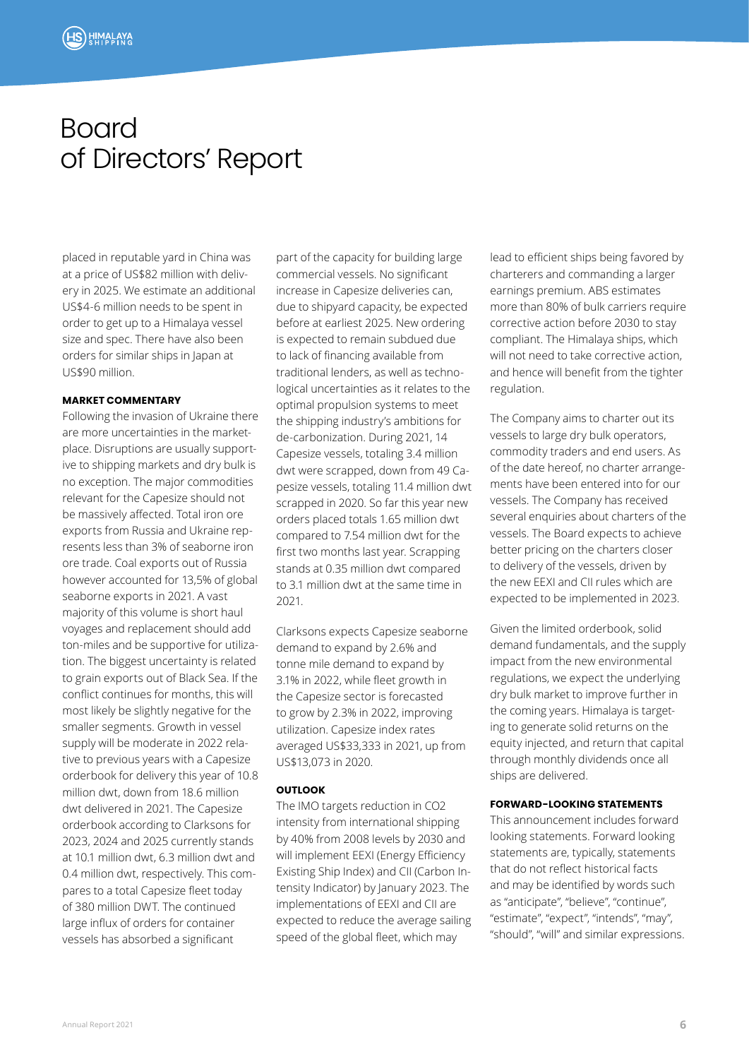# Board of Directors' Report

placed in reputable yard in China was at a price of US$82 million with delivery in 2025. We estimate an additional US$4-6 million needs to be spent in order to get up to a Himalaya vessel size and spec. There have also been orders for similar ships in Japan at US$90 million.

**MARKET COMMENTARY**

Following the invasion of Ukraine there are more uncertainties in the marketplace. Disruptions are usually supportive to shipping markets and dry bulk is no exception. The major commodities relevant for the Capesize should not be massively affected. Total iron ore exports from Russia and Ukraine represents less than 3% of seaborne iron ore trade. Coal exports out of Russia however accounted for 13,5% of global seaborne exports in 2021. A vast majority of this volume is short haul voyages and replacement should add ton-miles and be supportive for utilization. The biggest uncertainty is related to grain exports out of Black Sea. If the conflict continues for months, this will most likely be slightly negative for the smaller segments. Growth in vessel supply will be moderate in 2022 relative to previous years with a Capesize orderbook for delivery this year of 10.8 million dwt, down from 18.6 million dwt delivered in 2021. The Capesize orderbook according to Clarksons for 2023, 2024 and 2025 currently stands at 10.1 million dwt, 6.3 million dwt and 0.4 million dwt, respectively. This compares to a total Capesize fleet today of 380 million DWT. The continued large influx of orders for container vessels has absorbed a significant part of the capacity for building large commercial vessels. No significant increase in Capesize deliveries can, due to shipyard capacity, be expected before at earliest 2025. New ordering is expected to remain subdued due to lack of financing available from traditional lenders, as well as technological uncertainties as it relates to the optimal propulsion systems to meet the shipping industry's ambitions for de-carbonization. During 2021, 14 Capesize vessels, totaling 3.4 million dwt were scrapped, down from 49 Capesize vessels, totaling 11.4 million dwt scrapped in 2020. So far this year new orders placed totals 1.65 million dwt compared to 7.54 million dwt for the first two months last year. Scrapping stands at 0.35 million dwt compared to 3.1 million dwt at the same time in 2021.

Clarksons expects Capesize seaborne demand to expand by 2.6% and tonne mile demand to expand by 3.1% in 2022, while fleet growth in the Capesize sector is forecasted to grow by 2.3% in 2022, improving utilization. Capesize index rates averaged US$33,333 in 2021, up from US$13,073 in 2020.

**OUTLOOK**

The IMO targets reduction in $CO_2$ intensity from international shipping by 40% from 2008 levels by 2030 and will implement EEXI (Energy Efficiency Existing Ship Index) and CII (Carbon Intensity Indicator) by January 2023. The implementations of EEXI and CII are expected to reduce the average sailing speed of the global fleet, which may lead to efficient ships being favored by charterers and commanding a larger earnings premium. ABS estimates more than 80% of bulk carriers require corrective action before 2030 to stay compliant. The Himalaya ships, which will not need to take corrective action, and hence will benefit from the tighter regulation.

The Company aims to charter out its vessels to large dry bulk operators, commodity traders and end users. As of the date hereof, no charter arrangements have been entered into for our vessels. The Company has received several enquiries about charters of the vessels. The Board expects to achieve better pricing on the charters closer to delivery of the vessels, driven by the new EEXI and CII rules which are expected to be implemented in 2023.

Given the limited orderbook, solid demand fundamentals, and the supply impact from the new environmental regulations, we expect the underlying dry bulk market to improve further in the coming years. Himalaya is targeting to generate solid returns on the equity injected, and return that capital through monthly dividends once all ships are delivered.

**FORWARD-LOOKING STATEMENTS**

This announcement includes forward looking statements. Forward looking statements are, typically, statements that do not reflect historical facts and may be identified by words such as "anticipate", "believe", "continue", "estimate", "expect", "intends", "may", "should", "will" and similar expressions.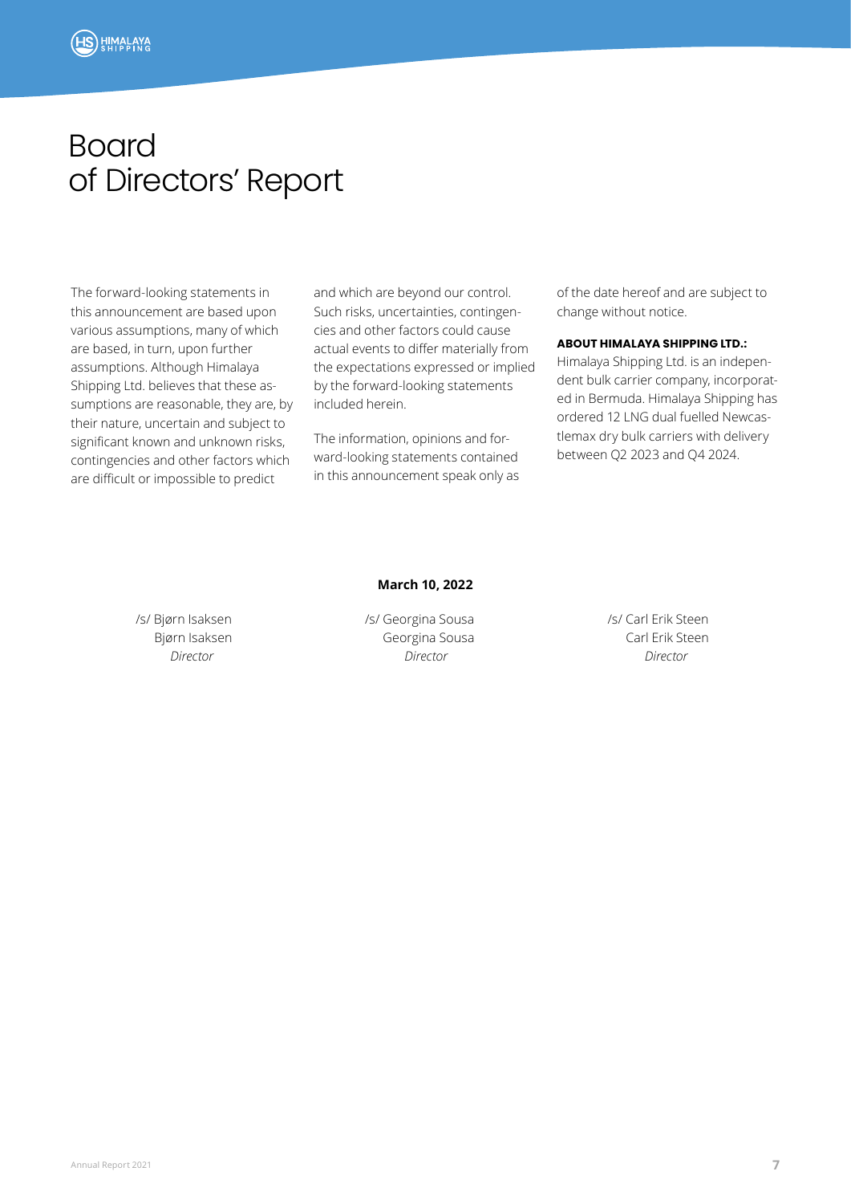# Board of Directors' Report

The forward-looking statements in this announcement are based upon various assumptions, many of which are based, in turn, upon further assumptions. Although Himalaya Shipping Ltd. believes that these assumptions are reasonable, they are, by their nature, uncertain and subject to significant known and unknown risks, contingencies and other factors which are difficult or impossible to predict and which are beyond our control. Such risks, uncertainties, contingencies and other factors could cause actual events to differ materially from the expectations expressed or implied by the forward-looking statements included herein.

The information, opinions and forward-looking statements contained in this announcement speak only as of the date hereof and are subject to change without notice.

**ABOUT HIMALAYA SHIPPING LTD.:**

Himalaya Shipping Ltd. is an independent bulk carrier company, incorporated in Bermuda. Himalaya Shipping has ordered 12 LNG dual fuelled Newcastlemax dry bulk carriers with delivery between Q2 2023 and Q4 2024.

**March 10, 2022**

/s/ Bjørn Isaksen
Bjørn Isaksen
*Director*

/s/ Georgina Sousa
Georgina Sousa
*Director*

/s/ Carl Erik Steen
Carl Erik Steen
*Director*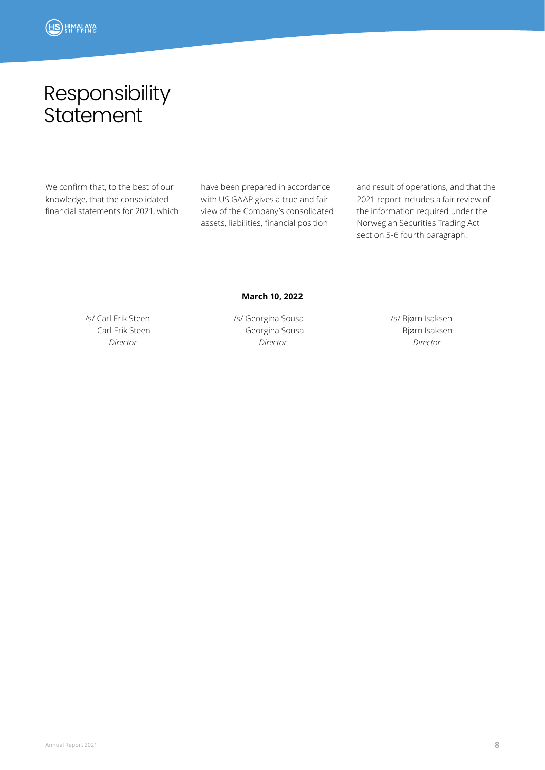# Responsibility Statement

We confirm that, to the best of our knowledge, that the consolidated financial statements for 2021, which have been prepared in accordance with US GAAP gives a true and fair view of the Company's consolidated assets, liabilities, financial position and result of operations, and that the 2021 report includes a fair review of the information required under the Norwegian Securities Trading Act section 5-6 fourth paragraph.

**March 10, 2022**

/s/ Carl Erik Steen
Carl Erik Steen
*Director*

/s/ Georgina Sousa
Georgina Sousa
*Director*

/s/ Bjørn Isaksen
Bjørn Isaksen
*Director*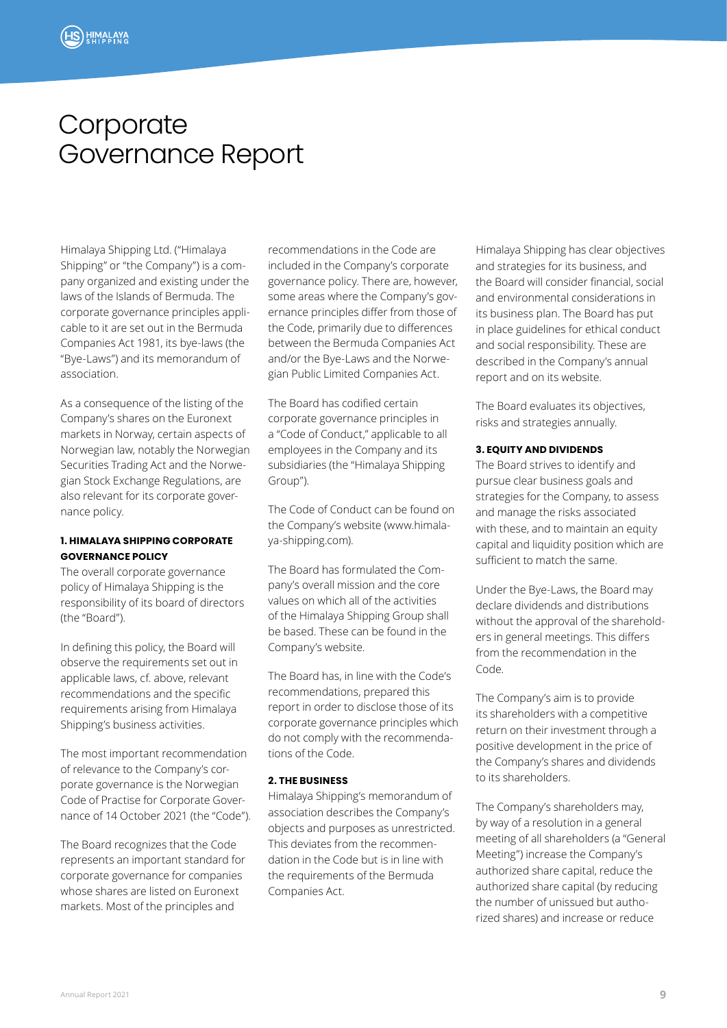# Corporate Governance Report

Himalaya Shipping Ltd. ("Himalaya Shipping" or "the Company") is a company organized and existing under the laws of the Islands of Bermuda. The corporate governance principles applicable to it are set out in the Bermuda Companies Act 1981, its bye-laws (the "Bye-Laws") and its memorandum of association.

As a consequence of the listing of the Company's shares on the Euronext markets in Norway, certain aspects of Norwegian law, notably the Norwegian Securities Trading Act and the Norwegian Stock Exchange Regulations, are also relevant for its corporate governance policy.

#### 1. HIMALAYA SHIPPING CORPORATE GOVERNANCE POLICY

The overall corporate governance policy of Himalaya Shipping is the responsibility of its board of directors (the "Board").

In defining this policy, the Board will observe the requirements set out in applicable laws, cf. above, relevant recommendations and the specific requirements arising from Himalaya Shipping's business activities.

The most important recommendation of relevance to the Company's corporate governance is the Norwegian Code of Practise for Corporate Governance of 14 October 2021 (the "Code").

The Board recognizes that the Code represents an important standard for corporate governance for companies whose shares are listed on Euronext markets. Most of the principles and recommendations in the Code are included in the Company's corporate governance policy. There are, however, some areas where the Company's governance principles differ from those of the Code, primarily due to differences between the Bermuda Companies Act and/or the Bye-Laws and the Norwegian Public Limited Companies Act.

The Board has codified certain corporate governance principles in a "Code of Conduct," applicable to all employees in the Company and its subsidiaries (the "Himalaya Shipping Group").

The Code of Conduct can be found on the Company's website (www.himalaya-shipping.com).

The Board has formulated the Company's overall mission and the core values on which all of the activities of the Himalaya Shipping Group shall be based. These can be found in the Company's website.

The Board has, in line with the Code's recommendations, prepared this report in order to disclose those of its corporate governance principles which do not comply with the recommendations of the Code.

#### 2. THE BUSINESS

Himalaya Shipping's memorandum of association describes the Company's objects and purposes as unrestricted. This deviates from the recommendation in the Code but is in line with the requirements of the Bermuda Companies Act.

Himalaya Shipping has clear objectives and strategies for its business, and the Board will consider financial, social and environmental considerations in its business plan. The Board has put in place guidelines for ethical conduct and social responsibility. These are described in the Company's annual report and on its website.

The Board evaluates its objectives, risks and strategies annually.

#### 3. EQUITY AND DIVIDENDS

The Board strives to identify and pursue clear business goals and strategies for the Company, to assess and manage the risks associated with these, and to maintain an equity capital and liquidity position which are sufficient to match the same.

Under the Bye-Laws, the Board may declare dividends and distributions without the approval of the shareholders in general meetings. This differs from the recommendation in the Code.

The Company's aim is to provide its shareholders with a competitive return on their investment through a positive development in the price of the Company's shares and dividends to its shareholders.

The Company's shareholders may, by way of a resolution in a general meeting of all shareholders (a "General Meeting") increase the Company's authorized share capital, reduce the authorized share capital (by reducing the number of unissued but authorized shares) and increase or reduce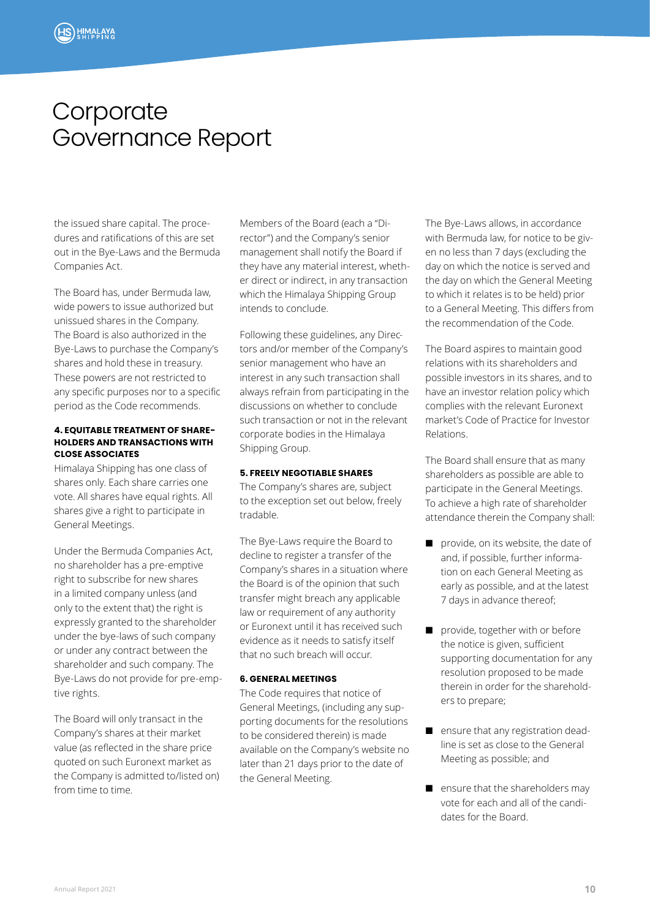# Corporate Governance Report

the issued share capital. The procedures and ratifications of this are set out in the Bye-Laws and the Bermuda Companies Act.

The Board has, under Bermuda law, wide powers to issue authorized but unissued shares in the Company. The Board is also authorized in the Bye-Laws to purchase the Company's shares and hold these in treasury. These powers are not restricted to any specific purposes nor to a specific period as the Code recommends.

#### 4. EQUITABLE TREATMENT OF SHAREHOLDERS AND TRANSACTIONS WITH CLOSE ASSOCIATES

Himalaya Shipping has one class of shares only. Each share carries one vote. All shares have equal rights. All shares give a right to participate in General Meetings.

Under the Bermuda Companies Act, no shareholder has a pre-emptive right to subscribe for new shares in a limited company unless (and only to the extent that) the right is expressly granted to the shareholder under the bye-laws of such company or under any contract between the shareholder and such company. The Bye-Laws do not provide for pre-emptive rights.

The Board will only transact in the Company's shares at their market value (as reflected in the share price quoted on such Euronext market as the Company is admitted to/listed on) from time to time.

Members of the Board (each a "Director") and the Company's senior management shall notify the Board if they have any material interest, whether direct or indirect, in any transaction which the Himalaya Shipping Group intends to conclude.

Following these guidelines, any Directors and/or member of the Company's senior management who have an interest in any such transaction shall always refrain from participating in the discussions on whether to conclude such transaction or not in the relevant corporate bodies in the Himalaya Shipping Group.

#### 5. FREELY NEGOTIABLE SHARES

The Company's shares are, subject to the exception set out below, freely tradable.

The Bye-Laws require the Board to decline to register a transfer of the Company's shares in a situation where the Board is of the opinion that such transfer might breach any applicable law or requirement of any authority or Euronext until it has received such evidence as it needs to satisfy itself that no such breach will occur.

#### 6. GENERAL MEETINGS

The Code requires that notice of General Meetings, (including any supporting documents for the resolutions to be considered therein) is made available on the Company's website no later than 21 days prior to the date of the General Meeting.

The Bye-Laws allows, in accordance with Bermuda law, for notice to be given no less than 7 days (excluding the day on which the notice is served and the day on which the General Meeting to which it relates is to be held) prior to a General Meeting. This differs from the recommendation of the Code.

The Board aspires to maintain good relations with its shareholders and possible investors in its shares, and to have an investor relation policy which complies with the relevant Euronext market's Code of Practice for Investor Relations.

The Board shall ensure that as many shareholders as possible are able to participate in the General Meetings. To achieve a high rate of shareholder attendance therein the Company shall:

- provide, on its website, the date of and, if possible, further information on each General Meeting as early as possible, and at the latest 7 days in advance thereof;
- provide, together with or before the notice is given, sufficient supporting documentation for any resolution proposed to be made therein in order for the shareholders to prepare;
- ensure that any registration deadline is set as close to the General Meeting as possible; and
- ensure that the shareholders may vote for each and all of the candidates for the Board.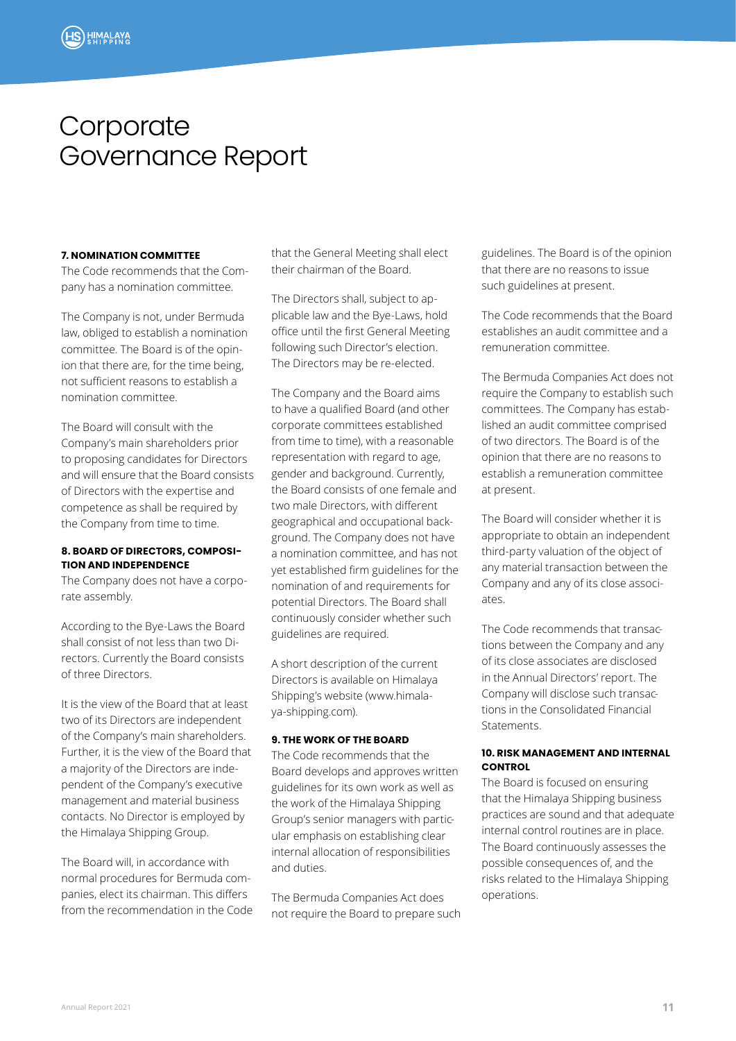# Corporate Governance Report

### 7. NOMINATION COMMITTEE

The Code recommends that the Company has a nomination committee.

The Company is not, under Bermuda law, obliged to establish a nomination committee. The Board is of the opinion that there are, for the time being, not sufficient reasons to establish a nomination committee.

The Board will consult with the Company's main shareholders prior to proposing candidates for Directors and will ensure that the Board consists of Directors with the expertise and competence as shall be required by the Company from time to time.

### 8. BOARD OF DIRECTORS, COMPOSITION AND INDEPENDENCE

The Company does not have a corporate assembly.

According to the Bye-Laws the Board shall consist of not less than two Directors. Currently the Board consists of three Directors.

It is the view of the Board that at least two of its Directors are independent of the Company's main shareholders. Further, it is the view of the Board that a majority of the Directors are independent of the Company's executive management and material business contacts. No Director is employed by the Himalaya Shipping Group.

The Board will, in accordance with normal procedures for Bermuda companies, elect its chairman. This differs from the recommendation in the Code that the General Meeting shall elect their chairman of the Board.

The Directors shall, subject to applicable law and the Bye-Laws, hold office until the first General Meeting following such Director's election. The Directors may be re-elected.

The Company and the Board aims to have a qualified Board (and other corporate committees established from time to time), with a reasonable representation with regard to age, gender and background. Currently, the Board consists of one female and two male Directors, with different geographical and occupational background. The Company does not have a nomination committee, and has not yet established firm guidelines for the nomination of and requirements for potential Directors. The Board shall continuously consider whether such guidelines are required.

A short description of the current Directors is available on Himalaya Shipping's website (www.himalaya-shipping.com).

### 9. THE WORK OF THE BOARD

The Code recommends that the Board develops and approves written guidelines for its own work as well as the work of the Himalaya Shipping Group's senior managers with particular emphasis on establishing clear internal allocation of responsibilities and duties.

The Bermuda Companies Act does not require the Board to prepare such guidelines. The Board is of the opinion that there are no reasons to issue such guidelines at present.

The Code recommends that the Board establishes an audit committee and a remuneration committee.

The Bermuda Companies Act does not require the Company to establish such committees. The Company has established an audit committee comprised of two directors. The Board is of the opinion that there are no reasons to establish a remuneration committee at present.

The Board will consider whether it is appropriate to obtain an independent third-party valuation of the object of any material transaction between the Company and any of its close associates.

The Code recommends that transactions between the Company and any of its close associates are disclosed in the Annual Directors' report. The Company will disclose such transactions in the Consolidated Financial Statements.

### 10. RISK MANAGEMENT AND INTERNAL CONTROL

The Board is focused on ensuring that the Himalaya Shipping business practices are sound and that adequate internal control routines are in place. The Board continuously assesses the possible consequences of, and the risks related to the Himalaya Shipping operations.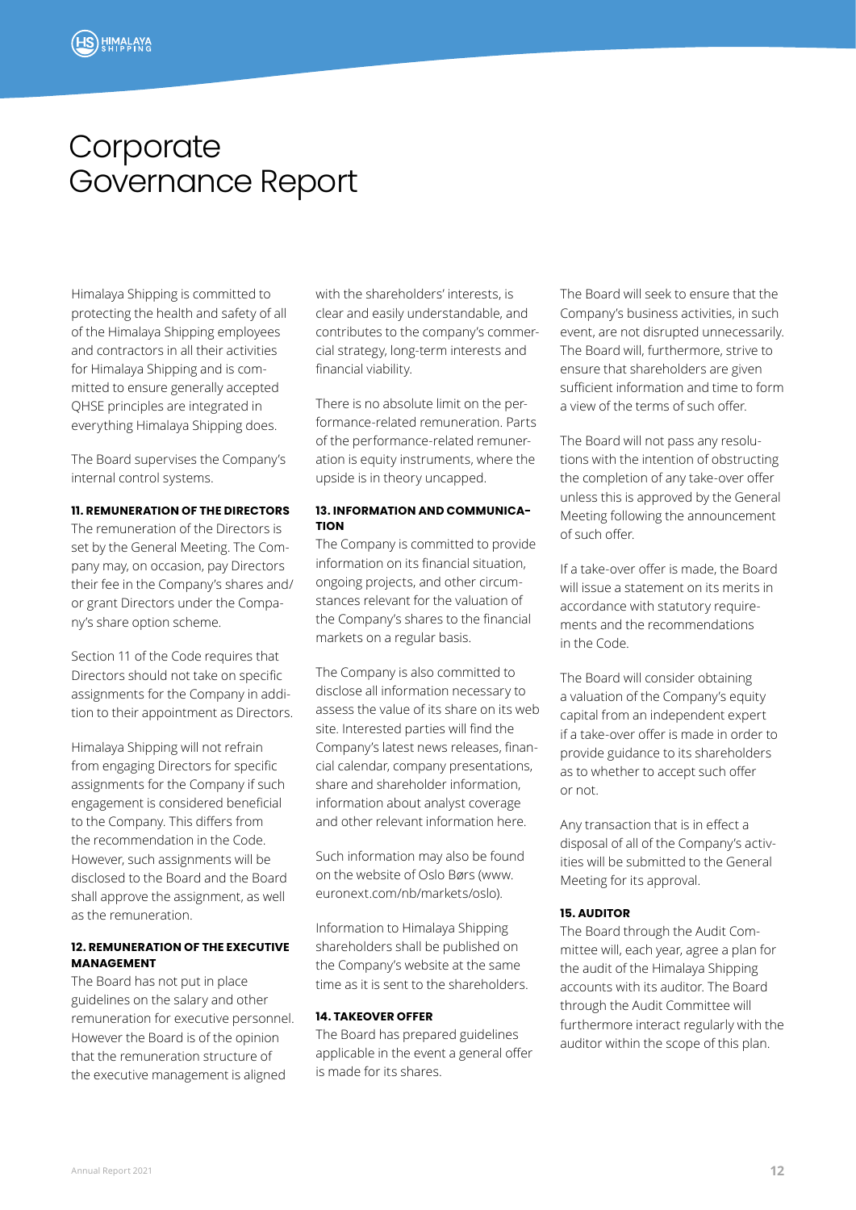# Corporate Governance Report

Himalaya Shipping is committed to protecting the health and safety of all of the Himalaya Shipping employees and contractors in all their activities for Himalaya Shipping and is committed to ensure generally accepted QHSE principles are integrated in everything Himalaya Shipping does.

The Board supervises the Company's internal control systems.

**11. REMUNERATION OF THE DIRECTORS**

The remuneration of the Directors is set by the General Meeting. The Company may, on occasion, pay Directors their fee in the Company's shares and/or grant Directors under the Company's share option scheme.

Section 11 of the Code requires that Directors should not take on specific assignments for the Company in addition to their appointment as Directors.

Himalaya Shipping will not refrain from engaging Directors for specific assignments for the Company if such engagement is considered beneficial to the Company. This differs from the recommendation in the Code. However, such assignments will be disclosed to the Board and the Board shall approve the assignment, as well as the remuneration.

**12. REMUNERATION OF THE EXECUTIVE MANAGEMENT**

The Board has not put in place guidelines on the salary and other remuneration for executive personnel. However the Board is of the opinion that the remuneration structure of the executive management is aligned with the shareholders' interests, is clear and easily understandable, and contributes to the company's commercial strategy, long-term interests and financial viability.

There is no absolute limit on the performance-related remuneration. Parts of the performance-related remuneration is equity instruments, where the upside is in theory uncapped.

**13. INFORMATION AND COMMUNICATION**

The Company is committed to provide information on its financial situation, ongoing projects, and other circumstances relevant for the valuation of the Company's shares to the financial markets on a regular basis.

The Company is also committed to disclose all information necessary to assess the value of its share on its web site. Interested parties will find the Company's latest news releases, financial calendar, company presentations, share and shareholder information, information about analyst coverage and other relevant information here.

Such information may also be found on the website of Oslo Børs (www.euronext.com/nb/markets/oslo).

Information to Himalaya Shipping shareholders shall be published on the Company's website at the same time as it is sent to the shareholders.

**14. TAKEOVER OFFER**

The Board has prepared guidelines applicable in the event a general offer is made for its shares.

The Board will seek to ensure that the Company's business activities, in such event, are not disrupted unnecessarily. The Board will, furthermore, strive to ensure that shareholders are given sufficient information and time to form a view of the terms of such offer.

The Board will not pass any resolutions with the intention of obstructing the completion of any take-over offer unless this is approved by the General Meeting following the announcement of such offer.

If a take-over offer is made, the Board will issue a statement on its merits in accordance with statutory requirements and the recommendations in the Code.

The Board will consider obtaining a valuation of the Company's equity capital from an independent expert if a take-over offer is made in order to provide guidance to its shareholders as to whether to accept such offer or not.

Any transaction that is in effect a disposal of all of the Company's activities will be submitted to the General Meeting for its approval.

**15. AUDITOR**

The Board through the Audit Committee will, each year, agree a plan for the audit of the Himalaya Shipping accounts with its auditor. The Board through the Audit Committee will furthermore interact regularly with the auditor within the scope of this plan.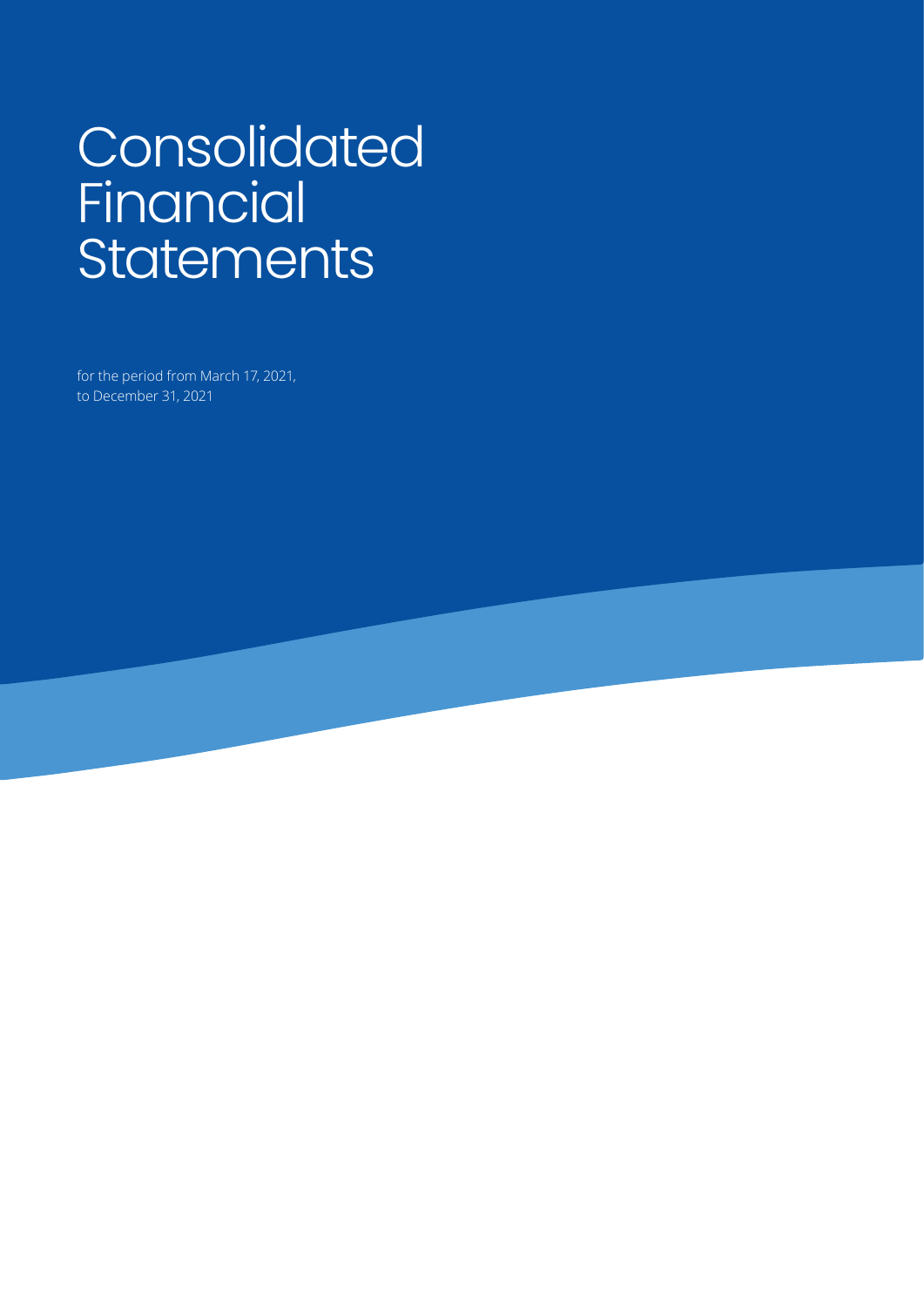# Consolidated Financial Statements

for the period from March 17, 2021, to December 31, 2021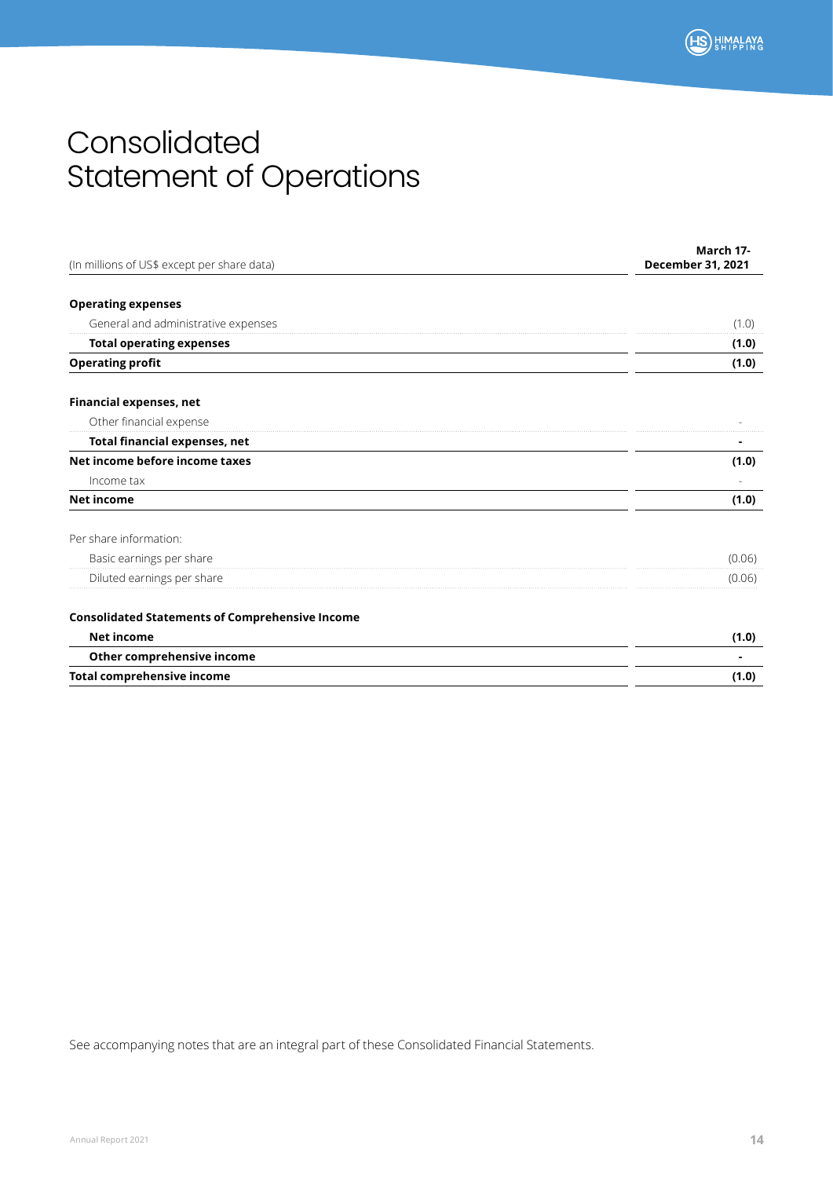# Consolidated Statement of Operations

| (In millions of US$ except per share data) | March 17-December 31, 2021 |
|---|---|
| **Operating expenses** | |
| General and administrative expenses | (1.0) |
| **Total operating expenses** | **(1.0)** |
| **Operating profit** | **(1.0)** |
| **Financial expenses, net** | |
| Other financial expense | - |
| **Total financial expenses, net** | **-** |
| **Net income before income taxes** | **(1.0)** |
| Income tax | - |
| **Net income** | **(1.0)** |
| Per share information: | |
| Basic earnings per share | (0.06) |
| Diluted earnings per share | (0.06) |
| **Consolidated Statements of Comprehensive Income** | |
| **Net income** | **(1.0)** |
| **Other comprehensive income** | **-** |
| **Total comprehensive income** | **(1.0)** |

See accompanying notes that are an integral part of these Consolidated Financial Statements.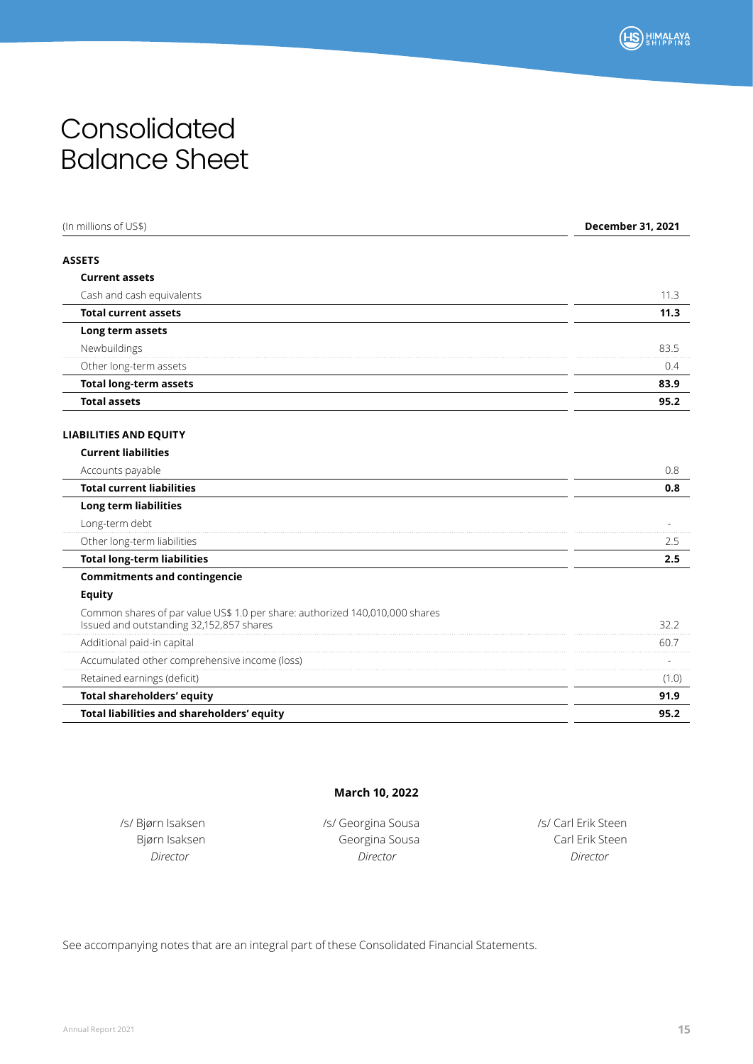# Consolidated Balance Sheet

| (In millions of US$) | December 31, 2021 |
|---|---|
| **ASSETS** | |
| **Current assets** | |
| Cash and cash equivalents | 11.3 |
| **Total current assets** | **11.3** |
| **Long term assets** | |
| Newbuildings | 83.5 |
| Other long-term assets | 0.4 |
| **Total long-term assets** | **83.9** |
| **Total assets** | **95.2** |
| **LIABILITIES AND EQUITY** | |
| **Current liabilities** | |
| Accounts payable | 0.8 |
| **Total current liabilities** | **0.8** |
| **Long term liabilities** | |
| Long-term debt | - |
| Other long-term liabilities | 2.5 |
| **Total long-term liabilities** | **2.5** |
| **Commitments and contingencie** | |
| **Equity** | |
| Common shares of par value US$ 1.0 per share: authorized 140,010,000 shares Issued and outstanding 32,152,857 shares | 32.2 |
| Additional paid-in capital | 60.7 |
| Accumulated other comprehensive income (loss) | - |
| Retained earnings (deficit) | (1.0) |
| **Total shareholders' equity** | **91.9** |
| **Total liabilities and shareholders' equity** | **95.2** |

**March 10, 2022**

/s/ Bjørn Isaksen
Bjørn Isaksen
*Director*

/s/ Georgina Sousa
Georgina Sousa
*Director*

/s/ Carl Erik Steen
Carl Erik Steen
*Director*

See accompanying notes that are an integral part of these Consolidated Financial Statements.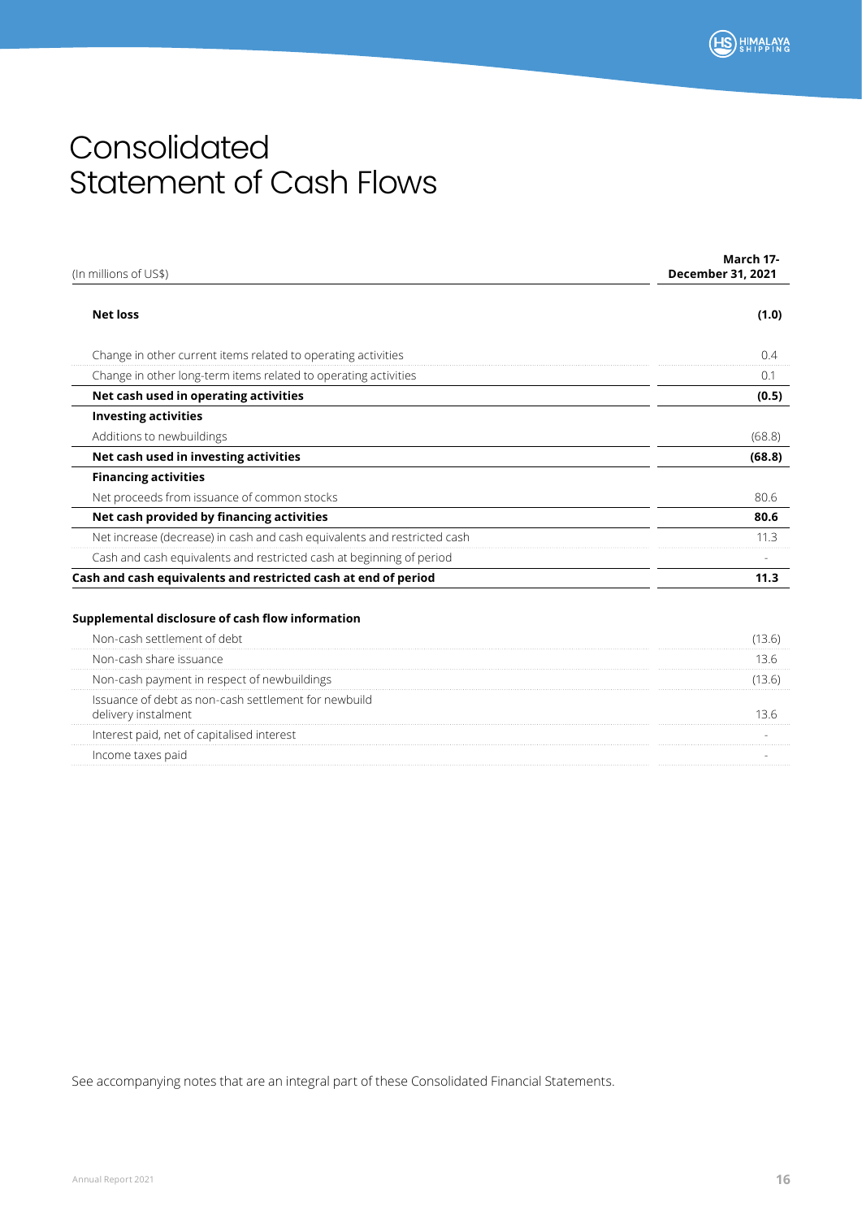# Consolidated Statement of Cash Flows

| (In millions of US$) | March 17-December 31, 2021 |
|---|---|
| **Net loss** | **(1.0)** |
| Change in other current items related to operating activities | 0.4 |
| Change in other long-term items related to operating activities | 0.1 |
| **Net cash used in operating activities** | **(0.5)** |
| **Investing activities** | |
| Additions to newbuildings | (68.8) |
| **Net cash used in investing activities** | **(68.8)** |
| **Financing activities** | |
| Net proceeds from issuance of common stocks | 80.6 |
| **Net cash provided by financing activities** | **80.6** |
| Net increase (decrease) in cash and cash equivalents and restricted cash | 11.3 |
| Cash and cash equivalents and restricted cash at beginning of period | - |
| **Cash and cash equivalents and restricted cash at end of period** | **11.3** |

**Supplemental disclosure of cash flow information**

| | |
|---|---|
| Non-cash settlement of debt | (13.6) |
| Non-cash share issuance | 13.6 |
| Non-cash payment in respect of newbuildings | (13.6) |
| Issuance of debt as non-cash settlement for newbuild delivery instalment | 13.6 |
| Interest paid, net of capitalised interest | - |
| Income taxes paid | - |

See accompanying notes that are an integral part of these Consolidated Financial Statements.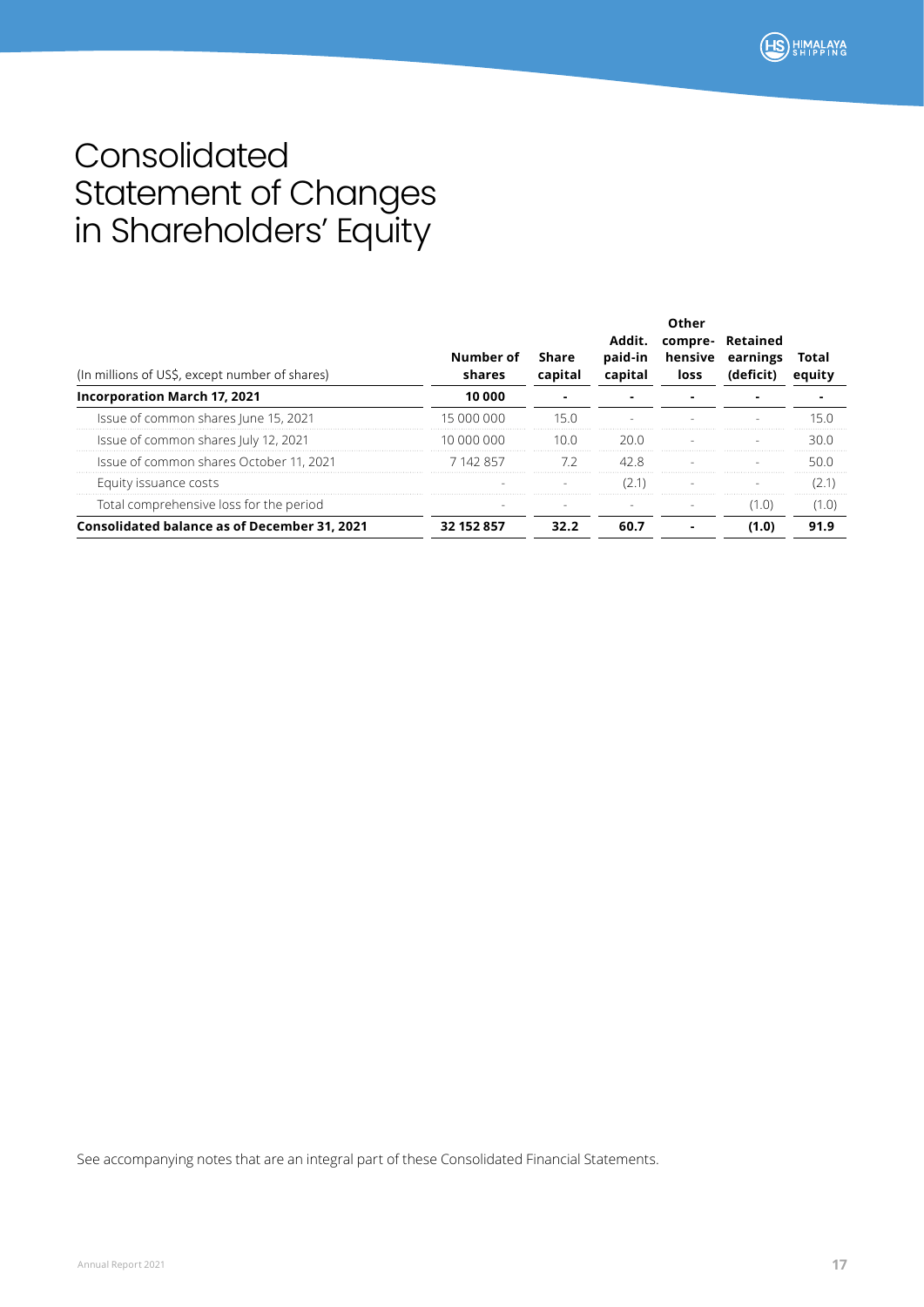# Consolidated Statement of Changes in Shareholders' Equity

| (In millions of US$, except number of shares) | Number of shares | Share capital | Addit. paid-in capital | Other compre-hensive loss | Retained earnings (deficit) | Total equity |
|---|---|---|---|---|---|---|
| **Incorporation March 17, 2021** | **10 000** | **-** | **-** | **-** | **-** | **-** |
| Issue of common shares June 15, 2021 | 15 000 000 | 15.0 | - | - | - | 15.0 |
| Issue of common shares July 12, 2021 | 10 000 000 | 10.0 | 20.0 | - | - | 30.0 |
| Issue of common shares October 11, 2021 | 7 142 857 | 7.2 | 42.8 | - | - | 50.0 |
| Equity issuance costs | - | - | (2.1) | - | - | (2.1) |
| Total comprehensive loss for the period | - | - | - | - | (1.0) | (1.0) |
| **Consolidated balance as of December 31, 2021** | **32 152 857** | **32.2** | **60.7** | **-** | **(1.0)** | **91.9** |

See accompanying notes that are an integral part of these Consolidated Financial Statements.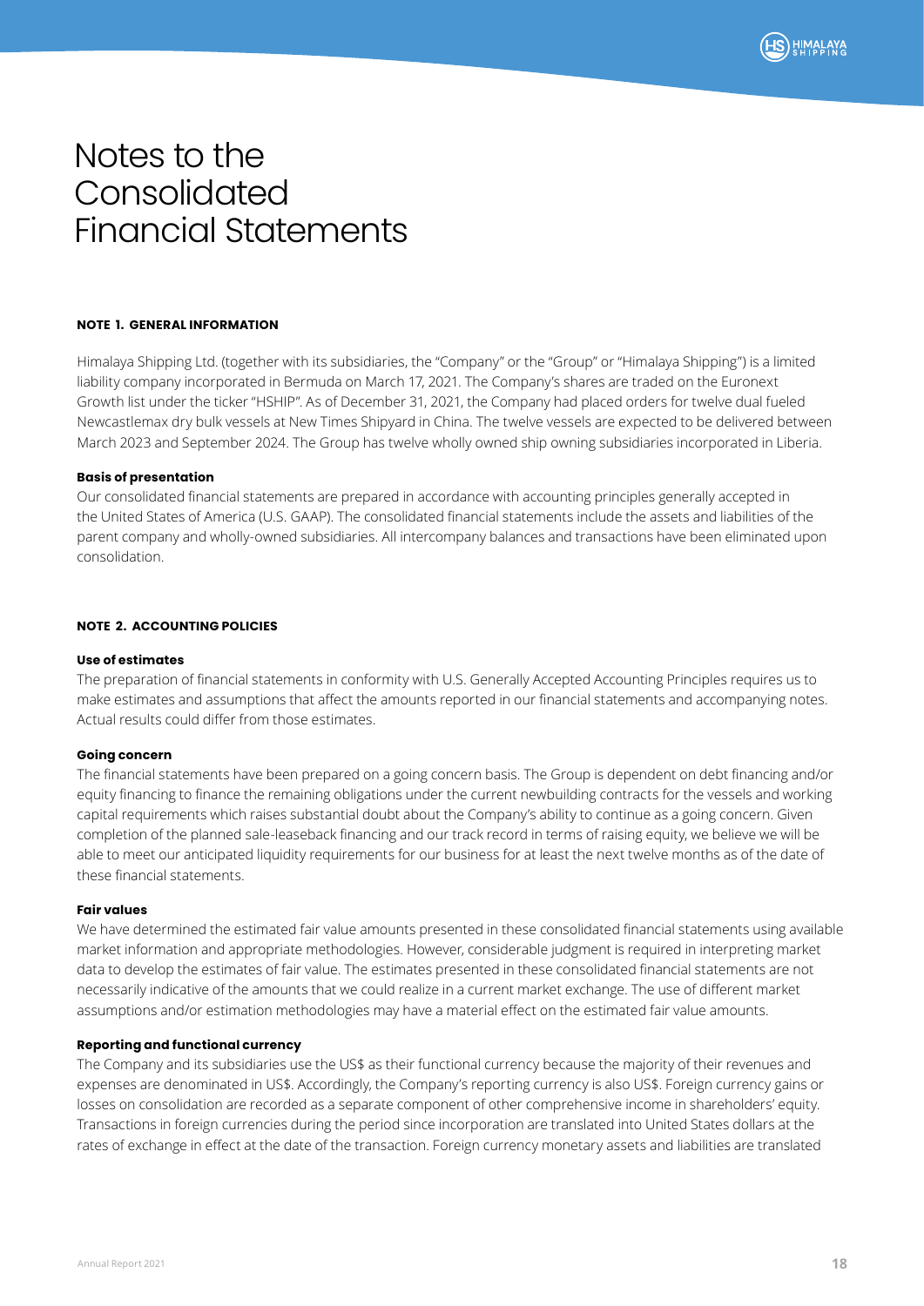# Notes to the Consolidated Financial Statements

## NOTE 1. GENERAL INFORMATION

Himalaya Shipping Ltd. (together with its subsidiaries, the "Company" or the "Group" or "Himalaya Shipping") is a limited liability company incorporated in Bermuda on March 17, 2021. The Company's shares are traded on the Euronext Growth list under the ticker "HSHIP". As of December 31, 2021, the Company had placed orders for twelve dual fueled Newcastlemax dry bulk vessels at New Times Shipyard in China. The twelve vessels are expected to be delivered between March 2023 and September 2024. The Group has twelve wholly owned ship owning subsidiaries incorporated in Liberia.

### Basis of presentation

Our consolidated financial statements are prepared in accordance with accounting principles generally accepted in the United States of America (U.S. GAAP). The consolidated financial statements include the assets and liabilities of the parent company and wholly-owned subsidiaries. All intercompany balances and transactions have been eliminated upon consolidation.

## NOTE 2. ACCOUNTING POLICIES

### Use of estimates

The preparation of financial statements in conformity with U.S. Generally Accepted Accounting Principles requires us to make estimates and assumptions that affect the amounts reported in our financial statements and accompanying notes. Actual results could differ from those estimates.

### Going concern

The financial statements have been prepared on a going concern basis. The Group is dependent on debt financing and/or equity financing to finance the remaining obligations under the current newbuilding contracts for the vessels and working capital requirements which raises substantial doubt about the Company's ability to continue as a going concern. Given completion of the planned sale-leaseback financing and our track record in terms of raising equity, we believe we will be able to meet our anticipated liquidity requirements for our business for at least the next twelve months as of the date of these financial statements.

### Fair values

We have determined the estimated fair value amounts presented in these consolidated financial statements using available market information and appropriate methodologies. However, considerable judgment is required in interpreting market data to develop the estimates of fair value. The estimates presented in these consolidated financial statements are not necessarily indicative of the amounts that we could realize in a current market exchange. The use of different market assumptions and/or estimation methodologies may have a material effect on the estimated fair value amounts.

### Reporting and functional currency

The Company and its subsidiaries use the US$ as their functional currency because the majority of their revenues and expenses are denominated in US$. Accordingly, the Company's reporting currency is also US$. Foreign currency gains or losses on consolidation are recorded as a separate component of other comprehensive income in shareholders' equity. Transactions in foreign currencies during the period since incorporation are translated into United States dollars at the rates of exchange in effect at the date of the transaction. Foreign currency monetary assets and liabilities are translated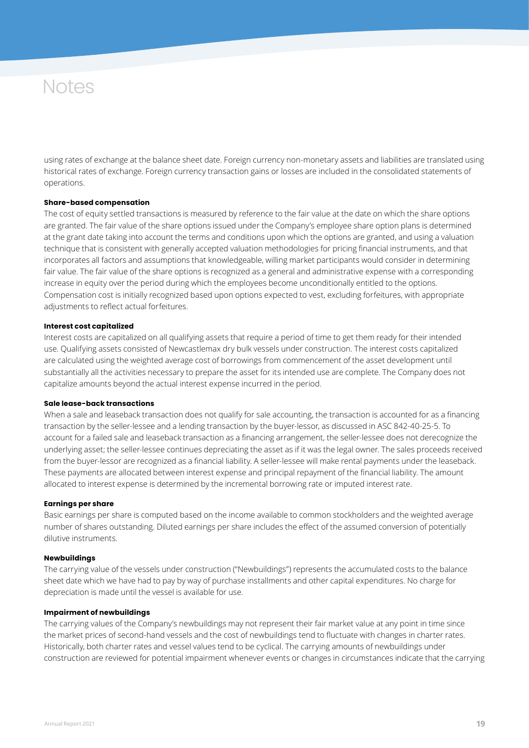# Notes

using rates of exchange at the balance sheet date. Foreign currency non-monetary assets and liabilities are translated using historical rates of exchange. Foreign currency transaction gains or losses are included in the consolidated statements of operations.

**Share-based compensation**

The cost of equity settled transactions is measured by reference to the fair value at the date on which the share options are granted. The fair value of the share options issued under the Company's employee share option plans is determined at the grant date taking into account the terms and conditions upon which the options are granted, and using a valuation technique that is consistent with generally accepted valuation methodologies for pricing financial instruments, and that incorporates all factors and assumptions that knowledgeable, willing market participants would consider in determining fair value. The fair value of the share options is recognized as a general and administrative expense with a corresponding increase in equity over the period during which the employees become unconditionally entitled to the options. Compensation cost is initially recognized based upon options expected to vest, excluding forfeitures, with appropriate adjustments to reflect actual forfeitures.

**Interest cost capitalized**

Interest costs are capitalized on all qualifying assets that require a period of time to get them ready for their intended use. Qualifying assets consisted of Newcastlemax dry bulk vessels under construction. The interest costs capitalized are calculated using the weighted average cost of borrowings from commencement of the asset development until substantially all the activities necessary to prepare the asset for its intended use are complete. The Company does not capitalize amounts beyond the actual interest expense incurred in the period.

**Sale lease-back transactions**

When a sale and leaseback transaction does not qualify for sale accounting, the transaction is accounted for as a financing transaction by the seller-lessee and a lending transaction by the buyer-lessor, as discussed in ASC 842-40-25-5. To account for a failed sale and leaseback transaction as a financing arrangement, the seller-lessee does not derecognize the underlying asset; the seller-lessee continues depreciating the asset as if it was the legal owner. The sales proceeds received from the buyer-lessor are recognized as a financial liability. A seller-lessee will make rental payments under the leaseback. These payments are allocated between interest expense and principal repayment of the financial liability. The amount allocated to interest expense is determined by the incremental borrowing rate or imputed interest rate.

**Earnings per share**

Basic earnings per share is computed based on the income available to common stockholders and the weighted average number of shares outstanding. Diluted earnings per share includes the effect of the assumed conversion of potentially dilutive instruments.

**Newbuildings**

The carrying value of the vessels under construction ("Newbuildings") represents the accumulated costs to the balance sheet date which we have had to pay by way of purchase installments and other capital expenditures. No charge for depreciation is made until the vessel is available for use.

**Impairment of newbuildings**

The carrying values of the Company's newbuildings may not represent their fair market value at any point in time since the market prices of second-hand vessels and the cost of newbuildings tend to fluctuate with changes in charter rates. Historically, both charter rates and vessel values tend to be cyclical. The carrying amounts of newbuildings under construction are reviewed for potential impairment whenever events or changes in circumstances indicate that the carrying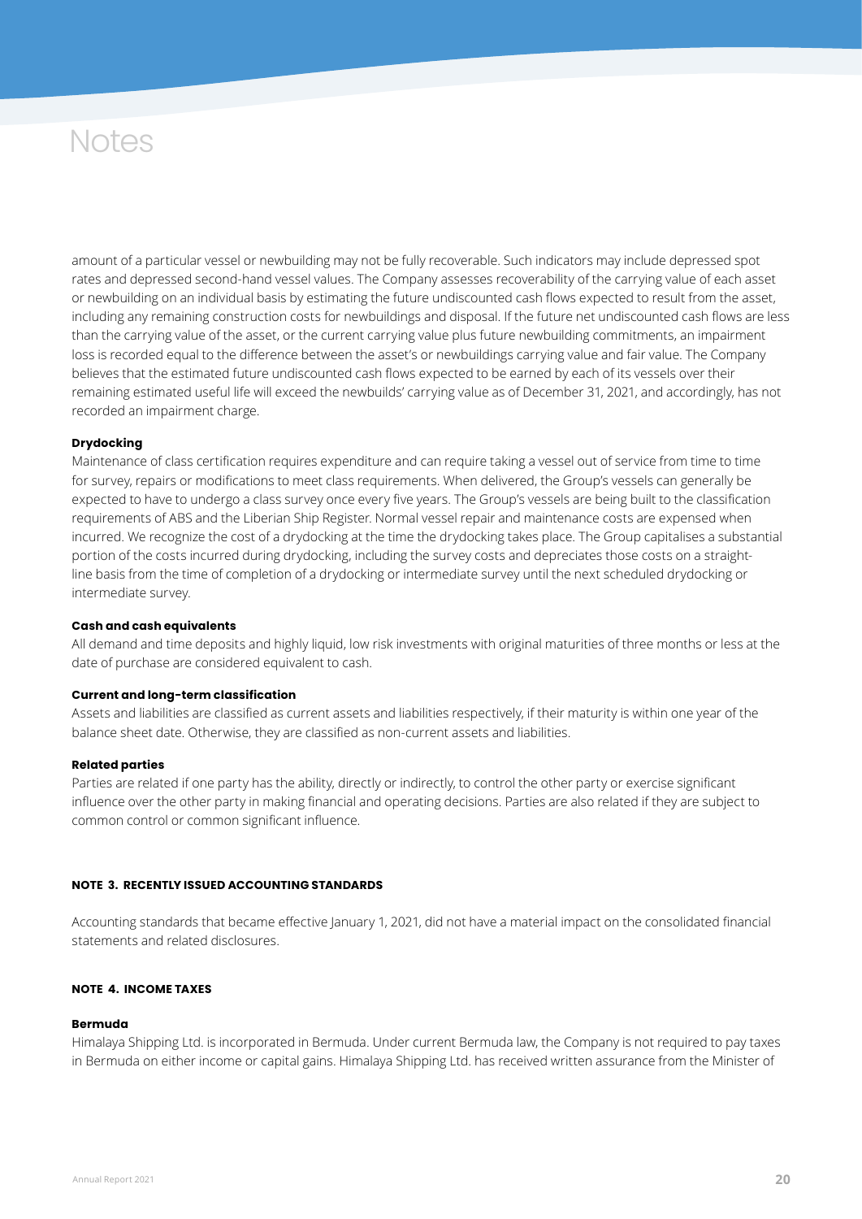# Notes

amount of a particular vessel or newbuilding may not be fully recoverable. Such indicators may include depressed spot rates and depressed second-hand vessel values. The Company assesses recoverability of the carrying value of each asset or newbuilding on an individual basis by estimating the future undiscounted cash flows expected to result from the asset, including any remaining construction costs for newbuildings and disposal. If the future net undiscounted cash flows are less than the carrying value of the asset, or the current carrying value plus future newbuilding commitments, an impairment loss is recorded equal to the difference between the asset's or newbuildings carrying value and fair value. The Company believes that the estimated future undiscounted cash flows expected to be earned by each of its vessels over their remaining estimated useful life will exceed the newbuilds' carrying value as of December 31, 2021, and accordingly, has not recorded an impairment charge.

**Drydocking**

Maintenance of class certification requires expenditure and can require taking a vessel out of service from time to time for survey, repairs or modifications to meet class requirements. When delivered, the Group's vessels can generally be expected to have to undergo a class survey once every five years. The Group's vessels are being built to the classification requirements of ABS and the Liberian Ship Register. Normal vessel repair and maintenance costs are expensed when incurred. We recognize the cost of a drydocking at the time the drydocking takes place. The Group capitalises a substantial portion of the costs incurred during drydocking, including the survey costs and depreciates those costs on a straight-line basis from the time of completion of a drydocking or intermediate survey until the next scheduled drydocking or intermediate survey.

**Cash and cash equivalents**

All demand and time deposits and highly liquid, low risk investments with original maturities of three months or less at the date of purchase are considered equivalent to cash.

**Current and long-term classification**

Assets and liabilities are classified as current assets and liabilities respectively, if their maturity is within one year of the balance sheet date. Otherwise, they are classified as non-current assets and liabilities.

**Related parties**

Parties are related if one party has the ability, directly or indirectly, to control the other party or exercise significant influence over the other party in making financial and operating decisions. Parties are also related if they are subject to common control or common significant influence.

## NOTE 3. RECENTLY ISSUED ACCOUNTING STANDARDS

Accounting standards that became effective January 1, 2021, did not have a material impact on the consolidated financial statements and related disclosures.

## NOTE 4. INCOME TAXES

**Bermuda**

Himalaya Shipping Ltd. is incorporated in Bermuda. Under current Bermuda law, the Company is not required to pay taxes in Bermuda on either income or capital gains. Himalaya Shipping Ltd. has received written assurance from the Minister of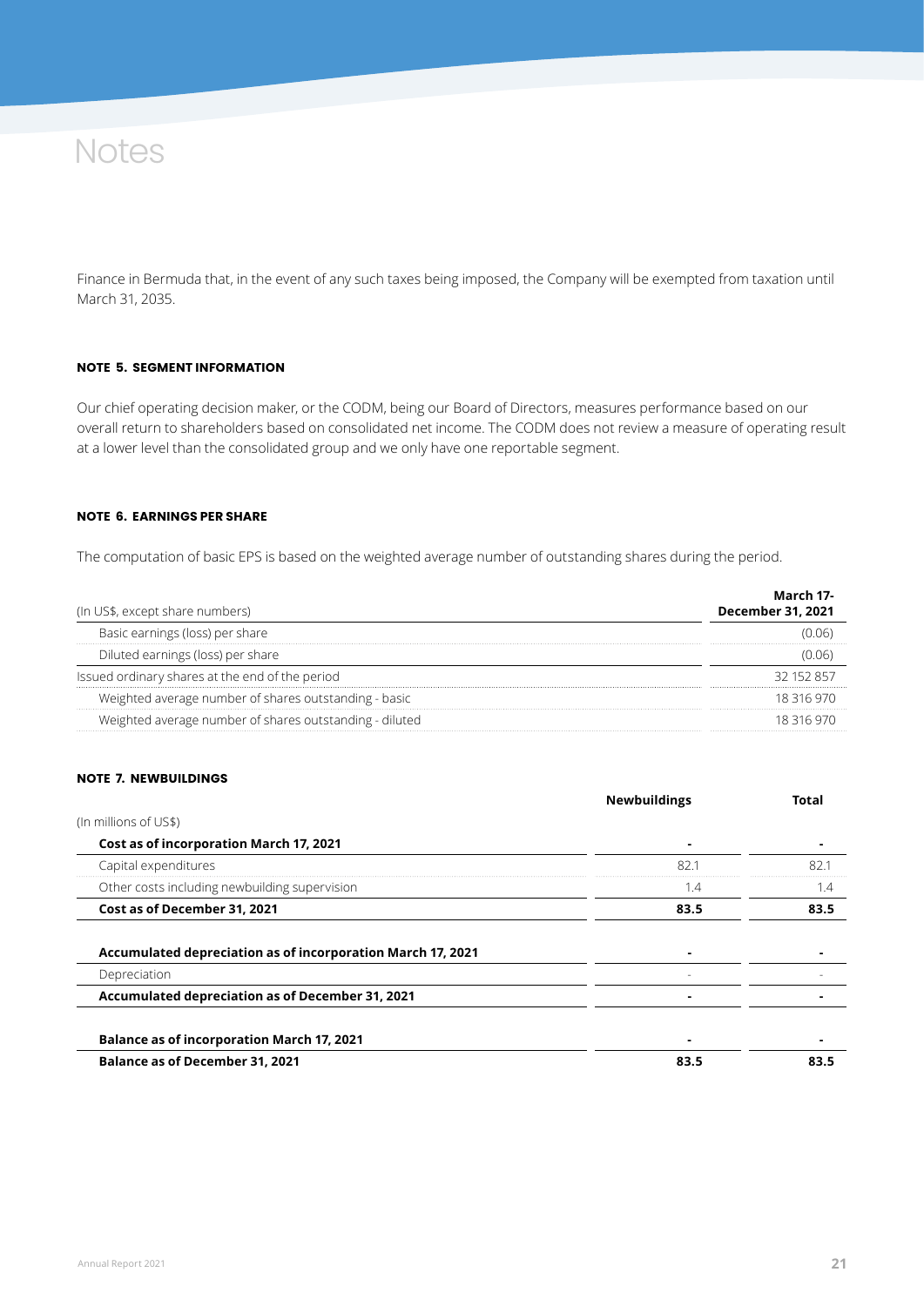# Notes

Finance in Bermuda that, in the event of any such taxes being imposed, the Company will be exempted from taxation until March 31, 2035.

### NOTE 5. SEGMENT INFORMATION

Our chief operating decision maker, or the CODM, being our Board of Directors, measures performance based on our overall return to shareholders based on consolidated net income. The CODM does not review a measure of operating result at a lower level than the consolidated group and we only have one reportable segment.

### NOTE 6. EARNINGS PER SHARE

The computation of basic EPS is based on the weighted average number of outstanding shares during the period.

| (In US$, except share numbers) | March 17- December 31, 2021 |
|---|---|
| Basic earnings (loss) per share | (0.06) |
| Diluted earnings (loss) per share | (0.06) |
| Issued ordinary shares at the end of the period | 32 152 857 |
| Weighted average number of shares outstanding - basic | 18 316 970 |
| Weighted average number of shares outstanding - diluted | 18 316 970 |

### NOTE 7. NEWBUILDINGS

| (In millions of US$) | Newbuildings | Total |
|---|---|---|
| **Cost as of incorporation March 17, 2021** | - | - |
| Capital expenditures | 82.1 | 82.1 |
| Other costs including newbuilding supervision | 1.4 | 1.4 |
| **Cost as of December 31, 2021** | **83.5** | **83.5** |
| | | |
| **Accumulated depreciation as of incorporation March 17, 2021** | - | - |
| Depreciation | - | - |
| **Accumulated depreciation as of December 31, 2021** | - | - |
| | | |
| **Balance as of incorporation March 17, 2021** | - | - |
| **Balance as of December 31, 2021** | **83.5** | **83.5** |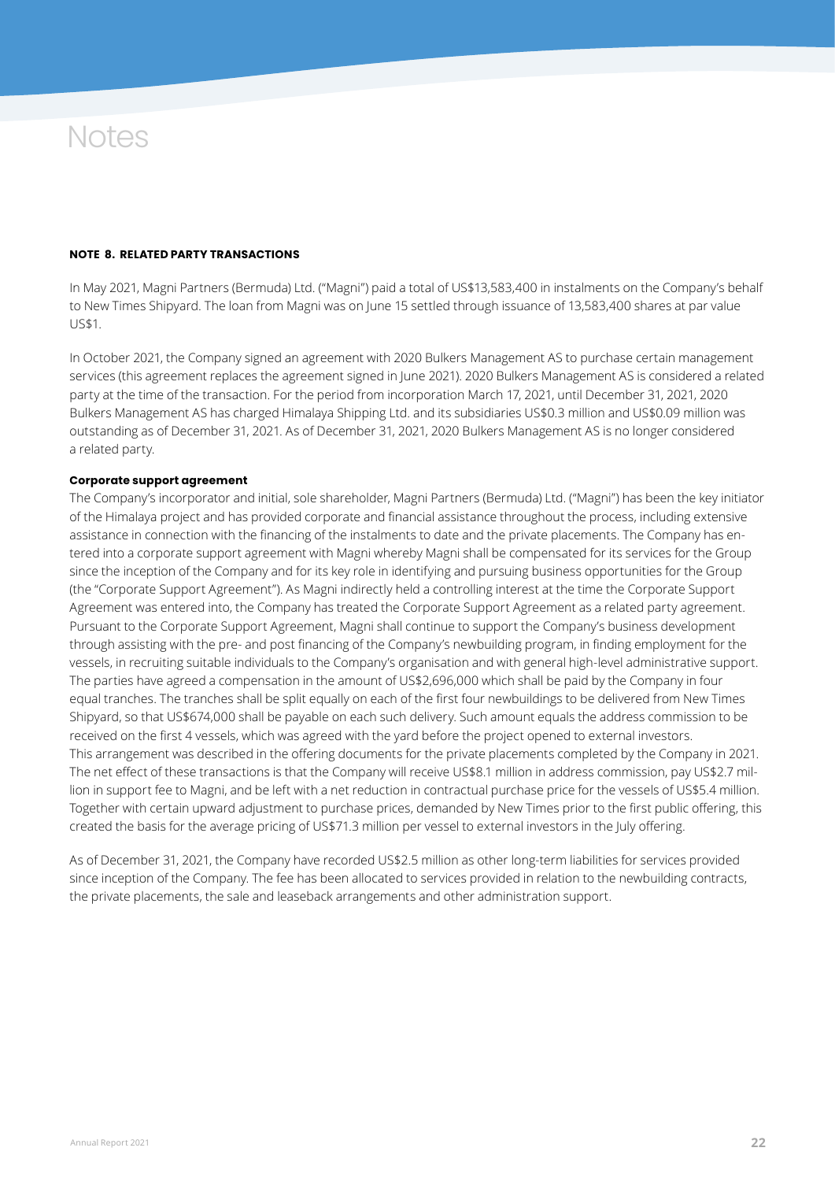# Notes

**NOTE 8. RELATED PARTY TRANSACTIONS**

In May 2021, Magni Partners (Bermuda) Ltd. ("Magni") paid a total of US$13,583,400 in instalments on the Company's behalf to New Times Shipyard. The loan from Magni was on June 15 settled through issuance of 13,583,400 shares at par value US$1.

In October 2021, the Company signed an agreement with 2020 Bulkers Management AS to purchase certain management services (this agreement replaces the agreement signed in June 2021). 2020 Bulkers Management AS is considered a related party at the time of the transaction. For the period from incorporation March 17, 2021, until December 31, 2021, 2020 Bulkers Management AS has charged Himalaya Shipping Ltd. and its subsidiaries US$0.3 million and US$0.09 million was outstanding as of December 31, 2021. As of December 31, 2021, 2020 Bulkers Management AS is no longer considered a related party.

**Corporate support agreement**

The Company's incorporator and initial, sole shareholder, Magni Partners (Bermuda) Ltd. ("Magni") has been the key initiator of the Himalaya project and has provided corporate and financial assistance throughout the process, including extensive assistance in connection with the financing of the instalments to date and the private placements. The Company has entered into a corporate support agreement with Magni whereby Magni shall be compensated for its services for the Group since the inception of the Company and for its key role in identifying and pursuing business opportunities for the Group (the "Corporate Support Agreement"). As Magni indirectly held a controlling interest at the time the Corporate Support Agreement was entered into, the Company has treated the Corporate Support Agreement as a related party agreement. Pursuant to the Corporate Support Agreement, Magni shall continue to support the Company's business development through assisting with the pre- and post financing of the Company's newbuilding program, in finding employment for the vessels, in recruiting suitable individuals to the Company's organisation and with general high-level administrative support. The parties have agreed a compensation in the amount of US$2,696,000 which shall be paid by the Company in four equal tranches. The tranches shall be split equally on each of the first four newbuildings to be delivered from New Times Shipyard, so that US$674,000 shall be payable on each such delivery. Such amount equals the address commission to be received on the first 4 vessels, which was agreed with the yard before the project opened to external investors. This arrangement was described in the offering documents for the private placements completed by the Company in 2021. The net effect of these transactions is that the Company will receive US$8.1 million in address commission, pay US$2.7 million in support fee to Magni, and be left with a net reduction in contractual purchase price for the vessels of US$5.4 million. Together with certain upward adjustment to purchase prices, demanded by New Times prior to the first public offering, this created the basis for the average pricing of US$71.3 million per vessel to external investors in the July offering.

As of December 31, 2021, the Company have recorded US$2.5 million as other long-term liabilities for services provided since inception of the Company. The fee has been allocated to services provided in relation to the newbuilding contracts, the private placements, the sale and leaseback arrangements and other administration support.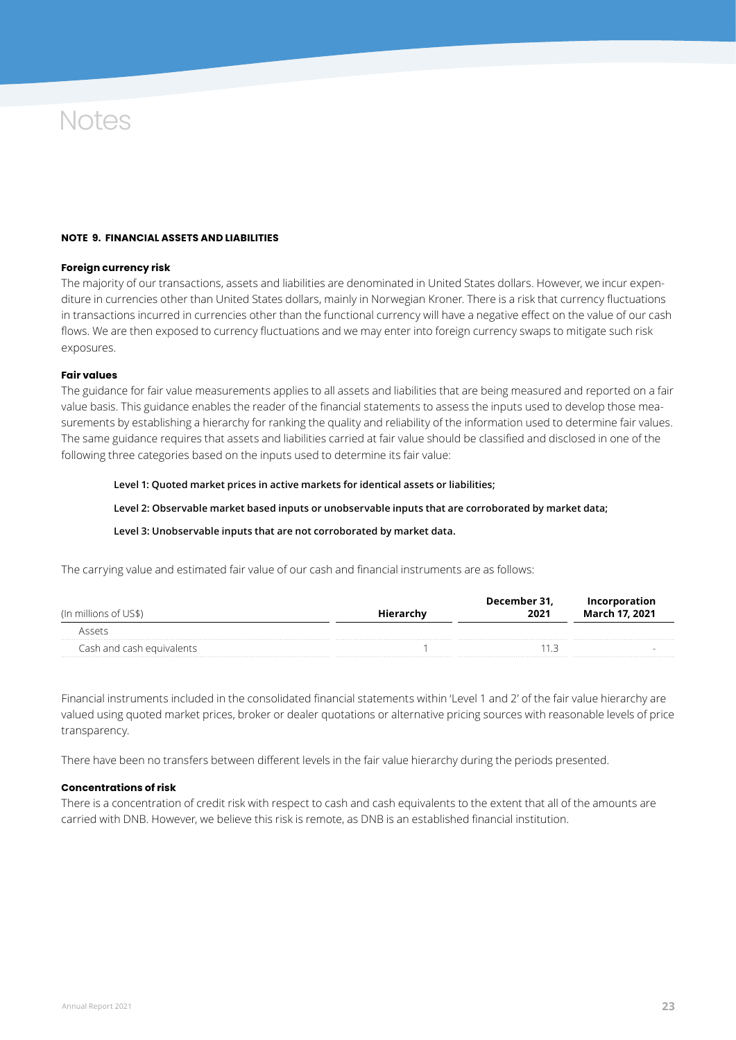# Notes

**NOTE 9. FINANCIAL ASSETS AND LIABILITIES**

**Foreign currency risk**

The majority of our transactions, assets and liabilities are denominated in United States dollars. However, we incur expenditure in currencies other than United States dollars, mainly in Norwegian Kroner. There is a risk that currency fluctuations in transactions incurred in currencies other than the functional currency will have a negative effect on the value of our cash flows. We are then exposed to currency fluctuations and we may enter into foreign currency swaps to mitigate such risk exposures.

**Fair values**

The guidance for fair value measurements applies to all assets and liabilities that are being measured and reported on a fair value basis. This guidance enables the reader of the financial statements to assess the inputs used to develop those measurements by establishing a hierarchy for ranking the quality and reliability of the information used to determine fair values. The same guidance requires that assets and liabilities carried at fair value should be classified and disclosed in one of the following three categories based on the inputs used to determine its fair value:

**Level 1: Quoted market prices in active markets for identical assets or liabilities;**

**Level 2: Observable market based inputs or unobservable inputs that are corroborated by market data;**

**Level 3: Unobservable inputs that are not corroborated by market data.**

The carrying value and estimated fair value of our cash and financial instruments are as follows:

| (In millions of US$) | Hierarchy | December 31, 2021 | Incorporation March 17, 2021 |
|---|---|---|---|
| Assets | | | |
| Cash and cash equivalents | 1 | 11.3 | - |

Financial instruments included in the consolidated financial statements within 'Level 1 and 2' of the fair value hierarchy are valued using quoted market prices, broker or dealer quotations or alternative pricing sources with reasonable levels of price transparency.

There have been no transfers between different levels in the fair value hierarchy during the periods presented.

**Concentrations of risk**

There is a concentration of credit risk with respect to cash and cash equivalents to the extent that all of the amounts are carried with DNB. However, we believe this risk is remote, as DNB is an established financial institution.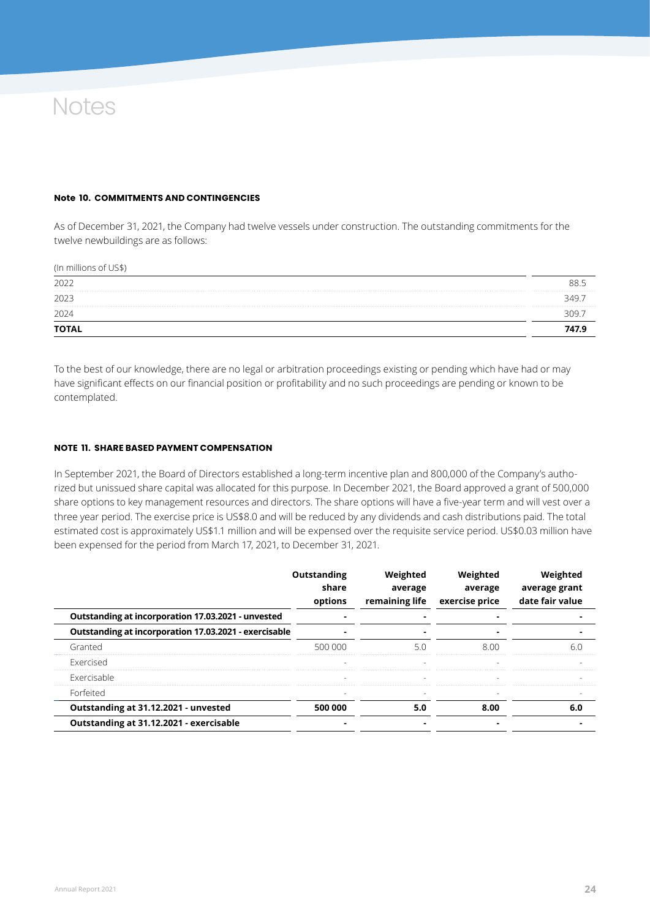# Notes

**Note 10. COMMITMENTS AND CONTINGENCIES**

As of December 31, 2021, the Company had twelve vessels under construction. The outstanding commitments for the twelve newbuildings are as follows:

| (In millions of US$) | |
|---|---|
| 2022 | 88.5 |
| 2023 | 349.7 |
| 2024 | 309.7 |
| **TOTAL** | **747.9** |

To the best of our knowledge, there are no legal or arbitration proceedings existing or pending which have had or may have significant effects on our financial position or profitability and no such proceedings are pending or known to be contemplated.

**NOTE 11. SHARE BASED PAYMENT COMPENSATION**

In September 2021, the Board of Directors established a long-term incentive plan and 800,000 of the Company's authorized but unissued share capital was allocated for this purpose. In December 2021, the Board approved a grant of 500,000 share options to key management resources and directors. The share options will have a five-year term and will vest over a three year period. The exercise price is US$8.0 and will be reduced by any dividends and cash distributions paid. The total estimated cost is approximately US$1.1 million and will be expensed over the requisite service period. US$0.03 million have been expensed for the period from March 17, 2021, to December 31, 2021.

| | Outstanding share options | Weighted average remaining life | Weighted average exercise price | Weighted average grant date fair value |
|---|---|---|---|---|
| **Outstanding at incorporation 17.03.2021 - unvested** | **-** | **-** | **-** | **-** |
| **Outstanding at incorporation 17.03.2021 - exercisable** | **-** | **-** | **-** | **-** |
| Granted | 500 000 | 5.0 | 8.00 | 6.0 |
| Exercised | - | - | - | - |
| Exercisable | - | - | - | - |
| Forfeited | - | - | - | - |
| **Outstanding at 31.12.2021 - unvested** | **500 000** | **5.0** | **8.00** | **6.0** |
| **Outstanding at 31.12.2021 - exercisable** | **-** | **-** | **-** | **-** |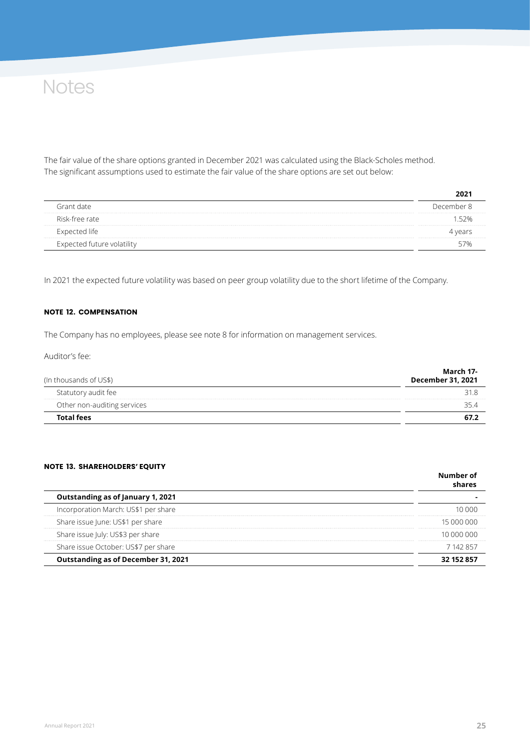# Notes

The fair value of the share options granted in December 2021 was calculated using the Black-Scholes method. The significant assumptions used to estimate the fair value of the share options are set out below:

| | 2021 |
|---|---|
| Grant date | December 8 |
| Risk-free rate | 1.52% |
| Expected life | 4 years |
| Expected future volatility | 57% |

In 2021 the expected future volatility was based on peer group volatility due to the short lifetime of the Company.

### NOTE 12. COMPENSATION

The Company has no employees, please see note 8 for information on management services.

Auditor's fee:

| (In thousands of US$) | March 17-December 31, 2021 |
|---|---|
| Statutory audit fee | 31.8 |
| Other non-auditing services | 35.4 |
| **Total fees** | **67.2** |

### NOTE 13. SHAREHOLDERS' EQUITY

| | Number of shares |
|---|---|
| **Outstanding as of January 1, 2021** | **-** |
| Incorporation March: US$1 per share | 10 000 |
| Share issue June: US$1 per share | 15 000 000 |
| Share issue July: US$3 per share | 10 000 000 |
| Share issue October: US$7 per share | 7 142 857 |
| **Outstanding as of December 31, 2021** | **32 152 857** |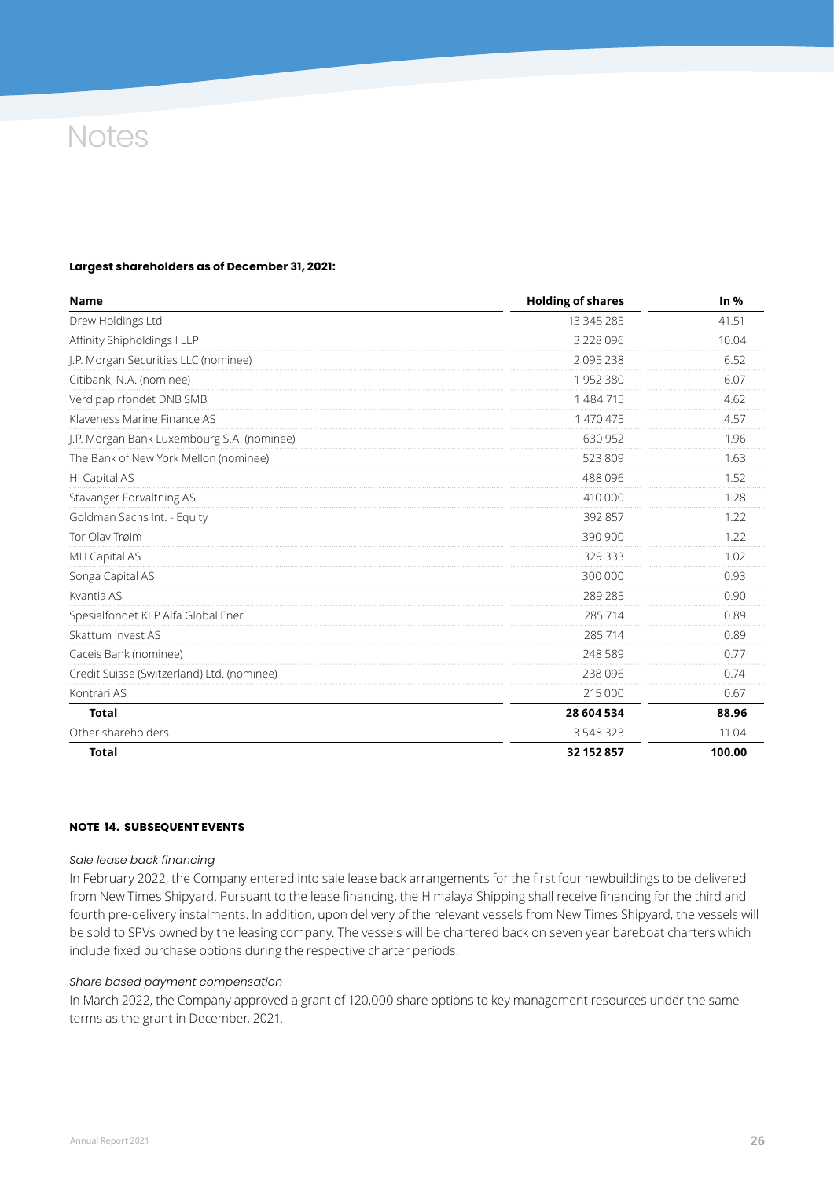# Notes

**Largest shareholders as of December 31, 2021:**

| Name | Holding of shares | In % |
|---|---|---|
| Drew Holdings Ltd | 13 345 285 | 41.51 |
| Affinity Shipholdings I LLP | 3 228 096 | 10.04 |
| J.P. Morgan Securities LLC (nominee) | 2 095 238 | 6.52 |
| Citibank, N.A. (nominee) | 1 952 380 | 6.07 |
| Verdipapirfondet DNB SMB | 1 484 715 | 4.62 |
| Klaveness Marine Finance AS | 1 470 475 | 4.57 |
| J.P. Morgan Bank Luxembourg S.A. (nominee) | 630 952 | 1.96 |
| The Bank of New York Mellon (nominee) | 523 809 | 1.63 |
| HI Capital AS | 488 096 | 1.52 |
| Stavanger Forvaltning AS | 410 000 | 1.28 |
| Goldman Sachs Int. - Equity | 392 857 | 1.22 |
| Tor Olav Trøim | 390 900 | 1.22 |
| MH Capital AS | 329 333 | 1.02 |
| Songa Capital AS | 300 000 | 0.93 |
| Kvantia AS | 289 285 | 0.90 |
| Spesialfondet KLP Alfa Global Ener | 285 714 | 0.89 |
| Skattum Invest AS | 285 714 | 0.89 |
| Caceis Bank (nominee) | 248 589 | 0.77 |
| Credit Suisse (Switzerland) Ltd. (nominee) | 238 096 | 0.74 |
| Kontrari AS | 215 000 | 0.67 |
| **Total** | **28 604 534** | **88.96** |
| Other shareholders | 3 548 323 | 11.04 |
| **Total** | **32 152 857** | **100.00** |

**NOTE 14. SUBSEQUENT EVENTS**

*Sale lease back financing*

In February 2022, the Company entered into sale lease back arrangements for the first four newbuildings to be delivered from New Times Shipyard. Pursuant to the lease financing, the Himalaya Shipping shall receive financing for the third and fourth pre-delivery instalments. In addition, upon delivery of the relevant vessels from New Times Shipyard, the vessels will be sold to SPVs owned by the leasing company. The vessels will be chartered back on seven year bareboat charters which include fixed purchase options during the respective charter periods.

*Share based payment compensation*

In March 2022, the Company approved a grant of 120,000 share options to key management resources under the same terms as the grant in December, 2021.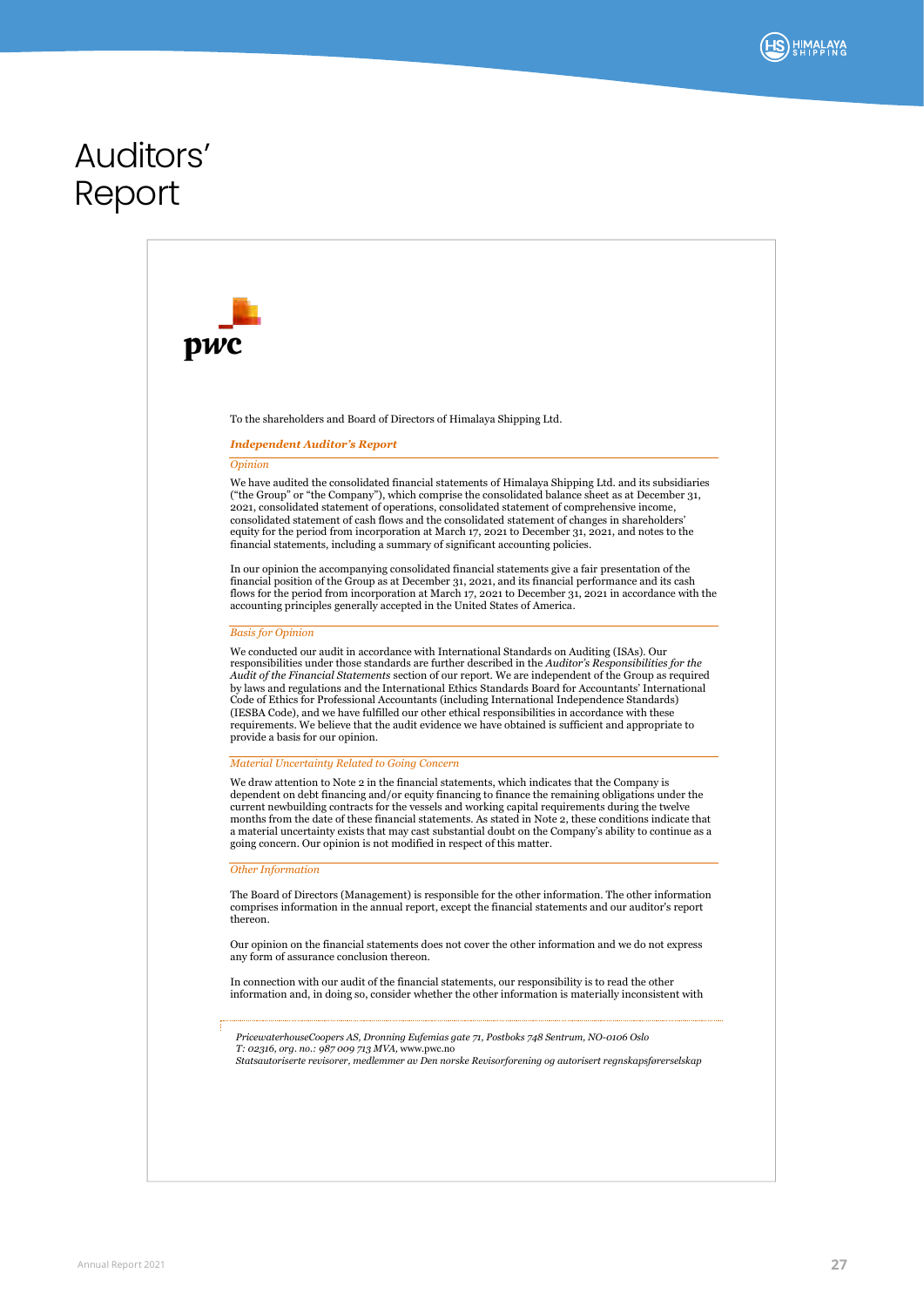# Auditors' Report

To the shareholders and Board of Directors of Himalaya Shipping Ltd.

## *Independent Auditor's Report*

### *Opinion*

We have audited the consolidated financial statements of Himalaya Shipping Ltd. and its subsidiaries ("the Group" or "the Company"), which comprise the consolidated balance sheet as at December 31, 2021, consolidated statement of operations, consolidated statement of comprehensive income, consolidated statement of cash flows and the consolidated statement of changes in shareholders' equity for the period from incorporation at March 17, 2021 to December 31, 2021, and notes to the financial statements, including a summary of significant accounting policies.

In our opinion the accompanying consolidated financial statements give a fair presentation of the financial position of the Group as at December 31, 2021, and its financial performance and its cash flows for the period from incorporation at March 17, 2021 to December 31, 2021 in accordance with the accounting principles generally accepted in the United States of America.

### *Basis for Opinion*

We conducted our audit in accordance with International Standards on Auditing (ISAs). Our responsibilities under those standards are further described in the *Auditor's Responsibilities for the Audit of the Financial Statements* section of our report. We are independent of the Group as required by laws and regulations and the International Ethics Standards Board for Accountants' International Code of Ethics for Professional Accountants (including International Independence Standards) (IESBA Code), and we have fulfilled our other ethical responsibilities in accordance with these requirements. We believe that the audit evidence we have obtained is sufficient and appropriate to provide a basis for our opinion.

### *Material Uncertainty Related to Going Concern*

We draw attention to Note 2 in the financial statements, which indicates that the Company is dependent on debt financing and/or equity financing to finance the remaining obligations under the current newbuilding contracts for the vessels and working capital requirements during the twelve months from the date of these financial statements. As stated in Note 2, these conditions indicate that a material uncertainty exists that may cast substantial doubt on the Company's ability to continue as a going concern. Our opinion is not modified in respect of this matter.

### *Other Information*

The Board of Directors (Management) is responsible for the other information. The other information comprises information in the annual report, except the financial statements and our auditor's report thereon.

Our opinion on the financial statements does not cover the other information and we do not express any form of assurance conclusion thereon.

In connection with our audit of the financial statements, our responsibility is to read the other information and, in doing so, consider whether the other information is materially inconsistent with

*PricewaterhouseCoopers AS, Dronning Eufemias gate 71, Postboks 748 Sentrum, NO-0106 Oslo*
*T: 02316, org. no.: 987 009 713 MVA,* www.pwc.no
*Statsautoriserte revisorer, medlemmer av Den norske Revisorforening og autorisert regnskapsførerselskap*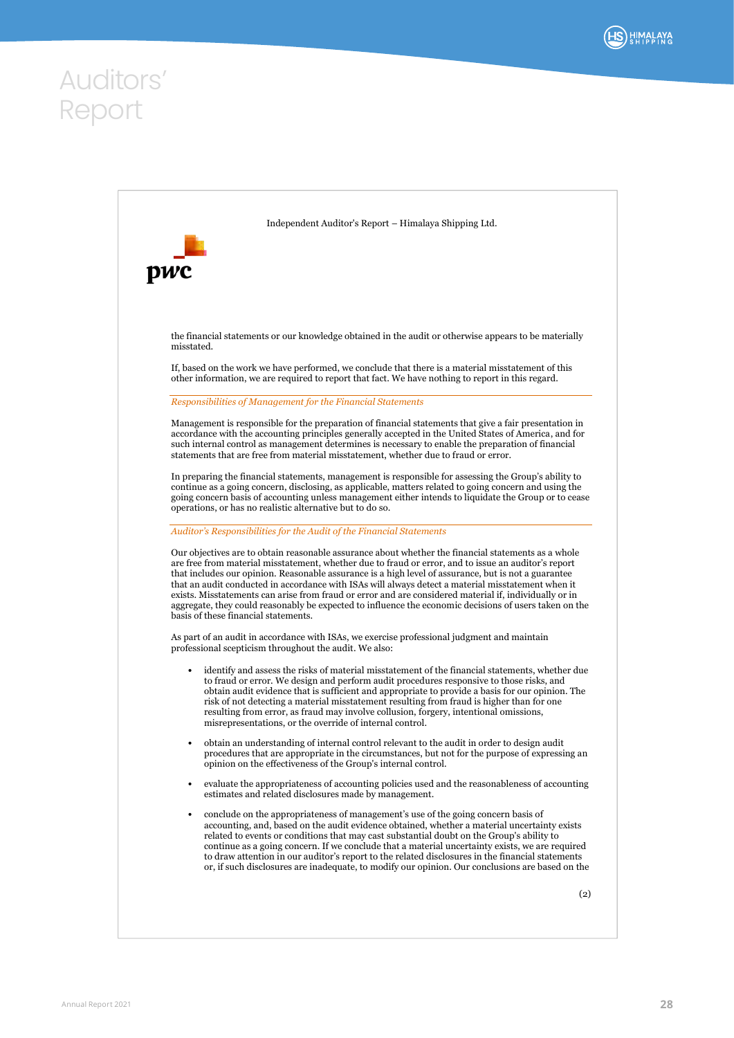# Auditors' Report

Independent Auditor's Report – Himalaya Shipping Ltd.

the financial statements or our knowledge obtained in the audit or otherwise appears to be materially misstated.

If, based on the work we have performed, we conclude that there is a material misstatement of this other information, we are required to report that fact. We have nothing to report in this regard.

*Responsibilities of Management for the Financial Statements*

Management is responsible for the preparation of financial statements that give a fair presentation in accordance with the accounting principles generally accepted in the United States of America, and for such internal control as management determines is necessary to enable the preparation of financial statements that are free from material misstatement, whether due to fraud or error.

In preparing the financial statements, management is responsible for assessing the Group's ability to continue as a going concern, disclosing, as applicable, matters related to going concern and using the going concern basis of accounting unless management either intends to liquidate the Group or to cease operations, or has no realistic alternative but to do so.

*Auditor's Responsibilities for the Audit of the Financial Statements*

Our objectives are to obtain reasonable assurance about whether the financial statements as a whole are free from material misstatement, whether due to fraud or error, and to issue an auditor's report that includes our opinion. Reasonable assurance is a high level of assurance, but is not a guarantee that an audit conducted in accordance with ISAs will always detect a material misstatement when it exists. Misstatements can arise from fraud or error and are considered material if, individually or in aggregate, they could reasonably be expected to influence the economic decisions of users taken on the basis of these financial statements.

As part of an audit in accordance with ISAs, we exercise professional judgment and maintain professional scepticism throughout the audit. We also:

- identify and assess the risks of material misstatement of the financial statements, whether due to fraud or error. We design and perform audit procedures responsive to those risks, and obtain audit evidence that is sufficient and appropriate to provide a basis for our opinion. The risk of not detecting a material misstatement resulting from fraud is higher than for one resulting from error, as fraud may involve collusion, forgery, intentional omissions, misrepresentations, or the override of internal control.
- obtain an understanding of internal control relevant to the audit in order to design audit procedures that are appropriate in the circumstances, but not for the purpose of expressing an opinion on the effectiveness of the Group's internal control.
- evaluate the appropriateness of accounting policies used and the reasonableness of accounting estimates and related disclosures made by management.
- conclude on the appropriateness of management's use of the going concern basis of accounting, and, based on the audit evidence obtained, whether a material uncertainty exists related to events or conditions that may cast substantial doubt on the Group's ability to continue as a going concern. If we conclude that a material uncertainty exists, we are required to draw attention in our auditor's report to the related disclosures in the financial statements or, if such disclosures are inadequate, to modify our opinion. Our conclusions are based on the

(2)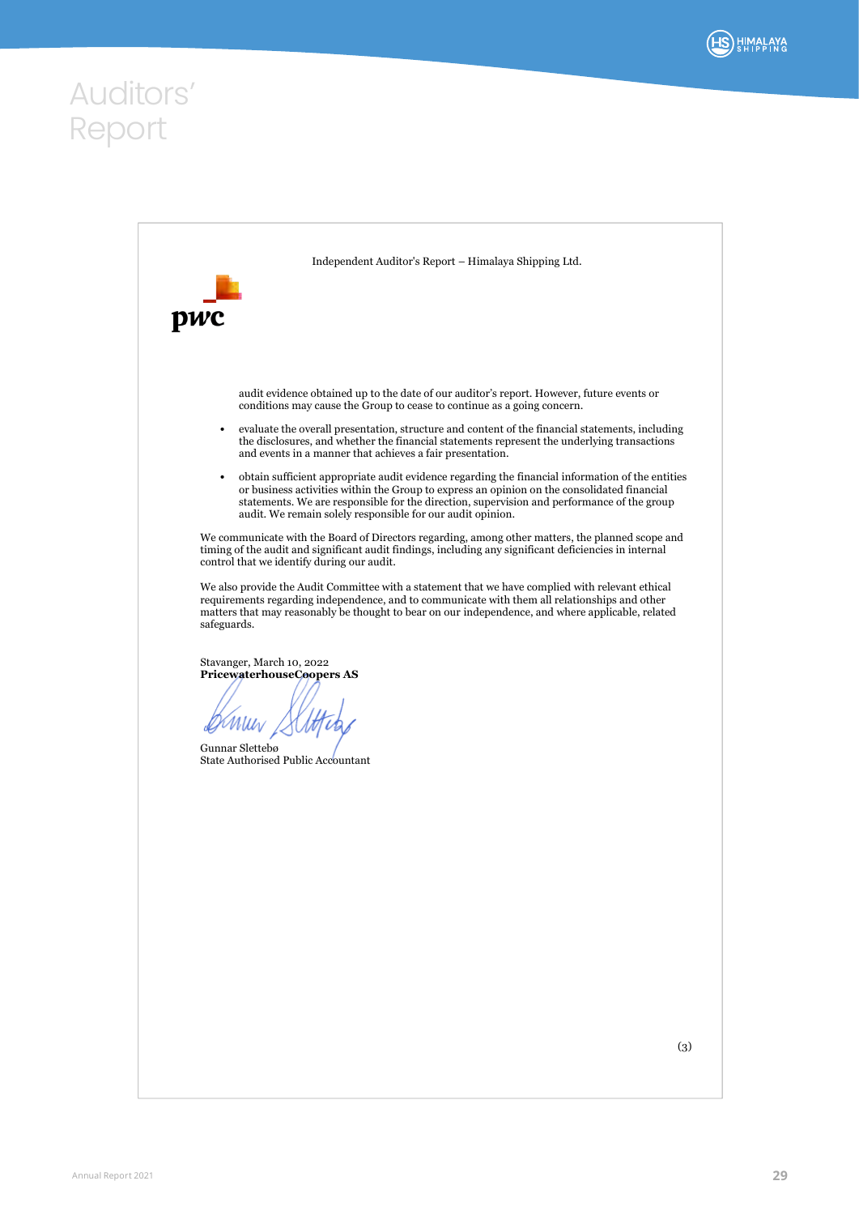# Auditors' Report

Independent Auditor's Report – Himalaya Shipping Ltd.

audit evidence obtained up to the date of our auditor's report. However, future events or conditions may cause the Group to cease to continue as a going concern.

- evaluate the overall presentation, structure and content of the financial statements, including the disclosures, and whether the financial statements represent the underlying transactions and events in a manner that achieves a fair presentation.
- obtain sufficient appropriate audit evidence regarding the financial information of the entities or business activities within the Group to express an opinion on the consolidated financial statements. We are responsible for the direction, supervision and performance of the group audit. We remain solely responsible for our audit opinion.

We communicate with the Board of Directors regarding, among other matters, the planned scope and timing of the audit and significant audit findings, including any significant deficiencies in internal control that we identify during our audit.

We also provide the Audit Committee with a statement that we have complied with relevant ethical requirements regarding independence, and to communicate with them all relationships and other matters that may reasonably be thought to bear on our independence, and where applicable, related safeguards.

Stavanger, March 10, 2022
**PricewaterhouseCoopers AS**

Gunnar Slettebø
State Authorised Public Accountant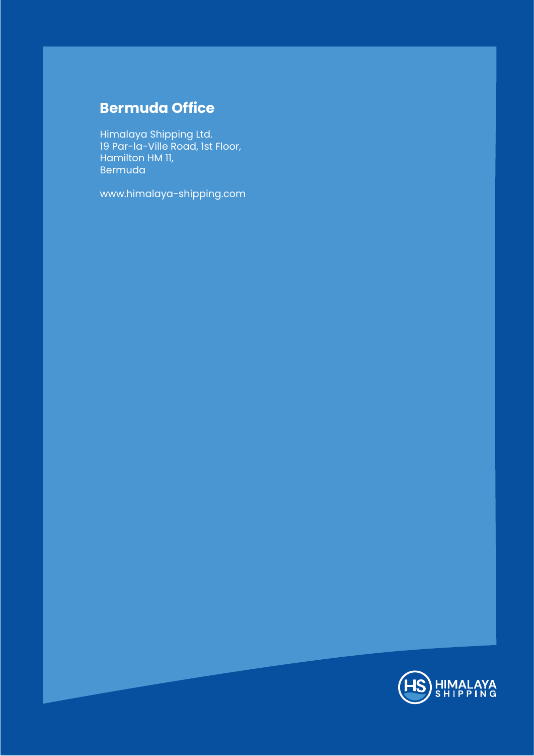## Bermuda Office

Himalaya Shipping Ltd.
19 Par-la-Ville Road, 1st Floor,
Hamilton HM 11,
Bermuda

www.himalaya-shipping.com

HS HIMALAYA SHIPPING